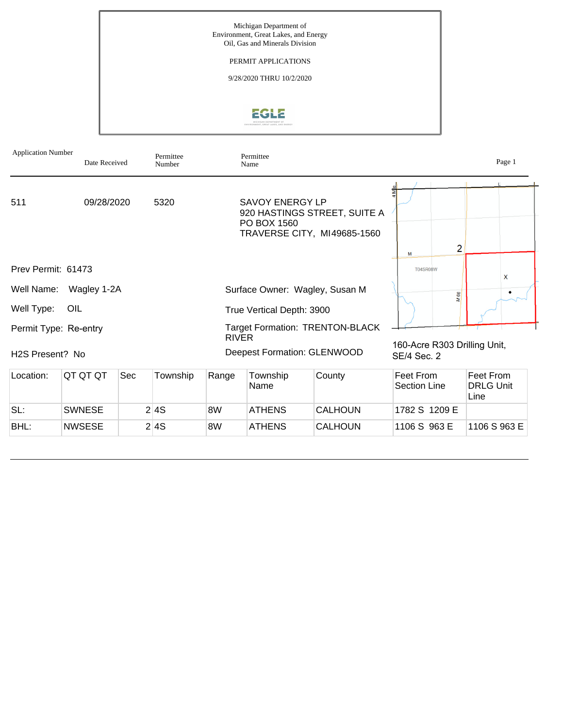Michigan Department of
Environment, Great Lakes, and Energy
Oil, Gas and Minerals Division

PERMIT APPLICATIONS

9/28/2020 THRU 10/2/2020

| Application Number | Date Received | Permittee Number | Permittee Name |
|---|---|---|---|
| 511 | 09/28/2020 | 5320 | SAVOY ENERGY LP<br>920 HASTINGS STREET, SUITE A<br>PO BOX 1560<br>TRAVERSE CITY, MI49685-1560 |

Prev Permit: 61473

Well Name: Wagley 1-2A

Well Type: OIL

Permit Type: Re-entry

H2S Present? No

Surface Owner: Wagley, Susan M

True Vertical Depth: 3900

Target Formation: TRENTON-BLACK RIVER

Deepest Formation: GLENWOOD

160-Acre R303 Drilling Unit, SE/4 Sec. 2

| Location: | QT QT QT | Sec | Township | Range | Township Name | County | Feet From Section Line | Feet From DRLG Unit Line |
|---|---|---|---|---|---|---|---|---|
| SL: | SWNESE | 2 | 4S | 8W | ATHENS | CALHOUN | 1782 S 1209 E | |
| BHL: | NWSESE | 2 | 4S | 8W | ATHENS | CALHOUN | 1106 S 963 E | 1106 S 963 E |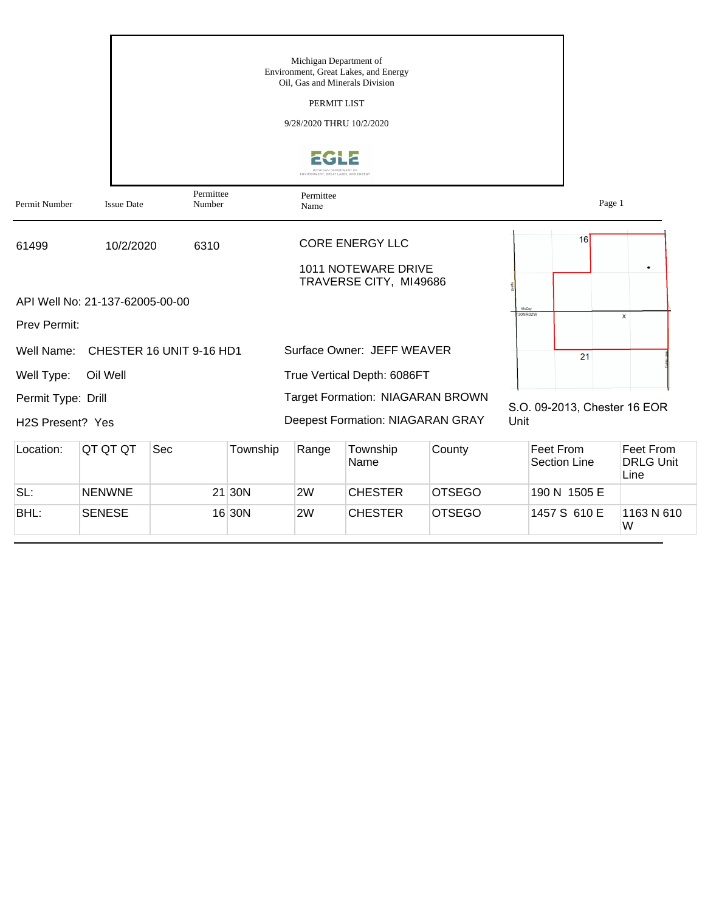Michigan Department of
Environment, Great Lakes, and Energy
Oil, Gas and Minerals Division

PERMIT LIST

9/28/2020 THRU 10/2/2020

| Permit Number | Issue Date | Permittee Number | Permittee Name |
|---|---|---|---|
| 61499 | 10/2/2020 | 6310 | CORE ENERGY LLC<br>1011 NOTEWARE DRIVE<br>TRAVERSE CITY, MI49686 |

API Well No: 21-137-62005-00-00

Prev Permit:

Well Name: CHESTER 16 UNIT 9-16 HD1

Well Type: Oil Well

Permit Type: Drill

H2S Present? Yes

Surface Owner: JEFF WEAVER

True Vertical Depth: 6086FT

Target Formation: NIAGARAN BROWN

Deepest Formation: NIAGARAN GRAY

S.O. 09-2013, Chester 16 EOR Unit

| Location: | QT QT QT | Sec | Township | Range | Township Name | County | Feet From Section Line | Feet From DRLG Unit Line |
|---|---|---|---|---|---|---|---|---|
| SL: | NENWNE | 21 | 30N | 2W | CHESTER | OTSEGO | 190 N 1505 E | |
| BHL: | SENESE | 16 | 30N | 2W | CHESTER | OTSEGO | 1457 S 610 E | 1163 N 610 W |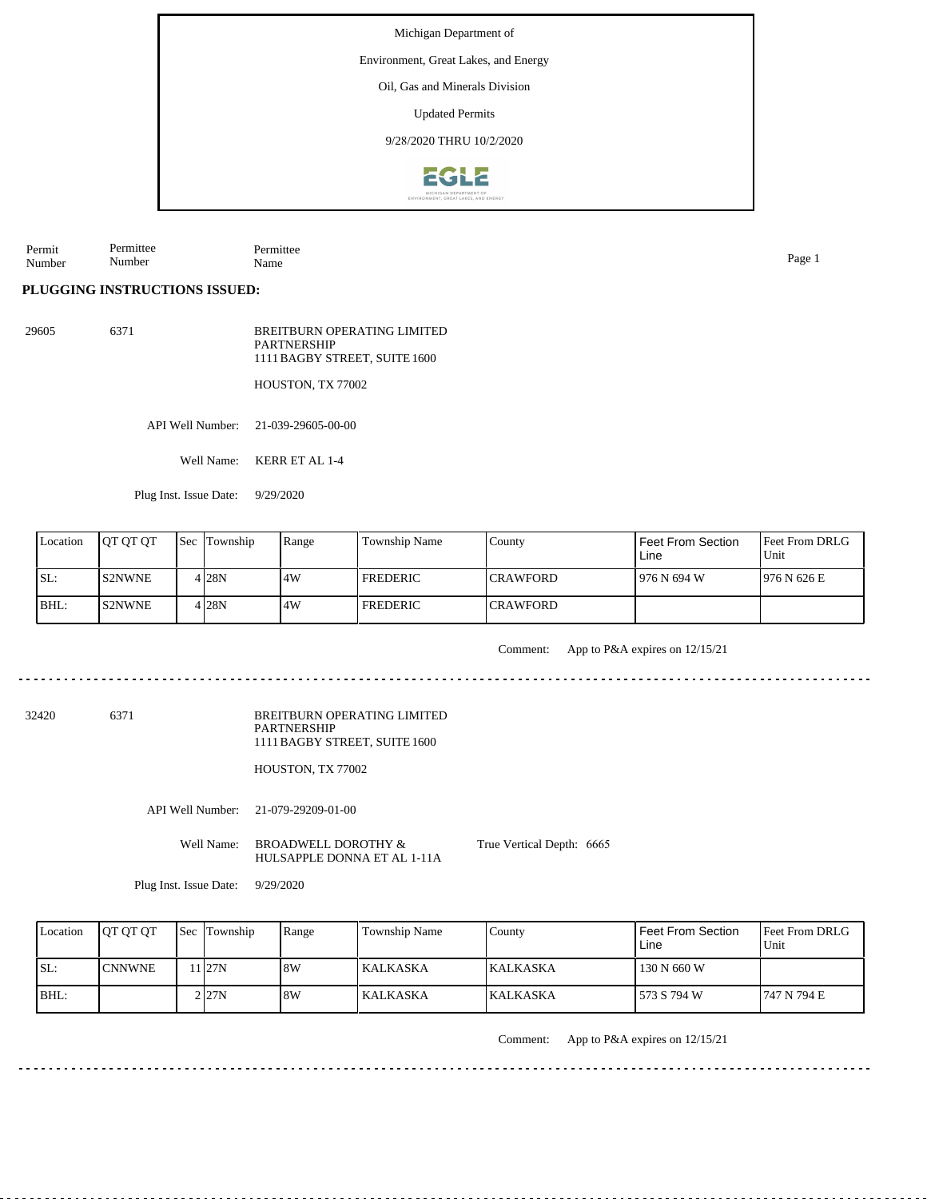Michigan Department of

Environment, Great Lakes, and Energy

Oil, Gas and Minerals Division

Updated Permits

9/28/2020 THRU 10/2/2020

Permit Number | Permittee Number | Permittee Name

## PLUGGING INSTRUCTIONS ISSUED:

29605 6371 BREITBURN OPERATING LIMITED PARTNERSHIP
1111 BAGBY STREET, SUITE 1600

HOUSTON, TX 77002

API Well Number: 21-039-29605-00-00

Well Name: KERR ET AL 1-4

Plug Inst. Issue Date: 9/29/2020

| Location | QT QT QT | Sec | Township | Range | Township Name | County | Feet From Section Line | Feet From DRLG Unit |
|---|---|---|---|---|---|---|---|---|
| SL: | S2NWNE | 4 | 28N | 4W | FREDERIC | CRAWFORD | 976 N 694 W | 976 N 626 E |
| BHL: | S2NWNE | 4 | 28N | 4W | FREDERIC | CRAWFORD | | |

Comment: App to P&A expires on 12/15/21

---

32420 6371 BREITBURN OPERATING LIMITED PARTNERSHIP
1111 BAGBY STREET, SUITE 1600

HOUSTON, TX 77002

API Well Number: 21-079-29209-01-00

Well Name: BROADWELL DOROTHY & HULSAPPLE DONNA ET AL 1-11A

True Vertical Depth: 6665

Plug Inst. Issue Date: 9/29/2020

| Location | QT QT QT | Sec | Township | Range | Township Name | County | Feet From Section Line | Feet From DRLG Unit |
|---|---|---|---|---|---|---|---|---|
| SL: | CNNWNE | 11 | 27N | 8W | KALKASKA | KALKASKA | 130 N 660 W | |
| BHL: | | 2 | 27N | 8W | KALKASKA | KALKASKA | 573 S 794 W | 747 N 794 E |

Comment: App to P&A expires on 12/15/21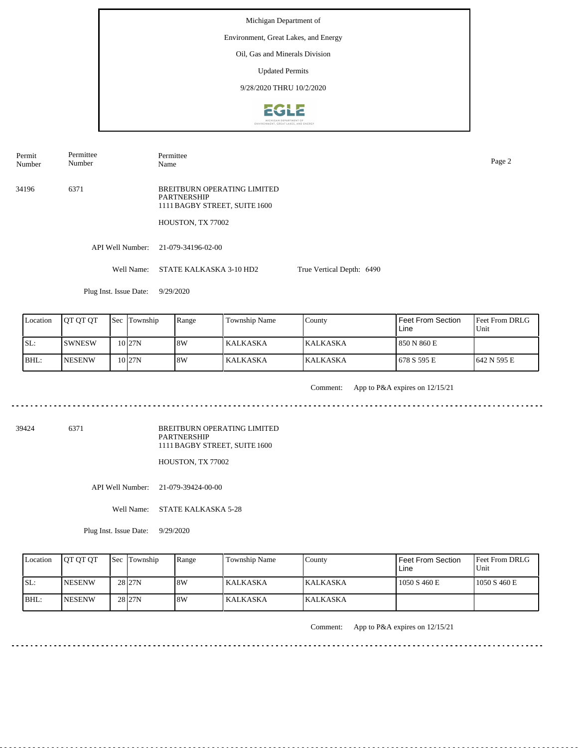Michigan Department of

Environment, Great Lakes, and Energy

Oil, Gas and Minerals Division

Updated Permits

9/28/2020 THRU 10/2/2020

| Permit Number | Permittee Number | Permittee Name |
|---|---|---|

**34196** | 6371 | BREITBURN OPERATING LIMITED PARTNERSHIP
1111 BAGBY STREET, SUITE 1600
HOUSTON, TX 77002

API Well Number: 21-079-34196-02-00

Well Name: STATE KALKASKA 3-10 HD2 True Vertical Depth: 6490

Plug Inst. Issue Date: 9/29/2020

| Location | QT QT QT | Sec | Township | Range | Township Name | County | Feet From Section Line | Feet From DRLG Unit |
|---|---|---|---|---|---|---|---|---|
| SL: | SWNESW | 10 | 27N | 8W | KALKASKA | KALKASKA | 850 N 860 E | |
| BHL: | NESENW | 10 | 27N | 8W | KALKASKA | KALKASKA | 678 S 595 E | 642 N 595 E |

Comment: App to P&A expires on 12/15/21

---

**39424** | 6371 | BREITBURN OPERATING LIMITED PARTNERSHIP
1111 BAGBY STREET, SUITE 1600
HOUSTON, TX 77002

API Well Number: 21-079-39424-00-00

Well Name: STATE KALKASKA 5-28

Plug Inst. Issue Date: 9/29/2020

| Location | QT QT QT | Sec | Township | Range | Township Name | County | Feet From Section Line | Feet From DRLG Unit |
|---|---|---|---|---|---|---|---|---|
| SL: | NESENW | 28 | 27N | 8W | KALKASKA | KALKASKA | 1050 S 460 E | 1050 S 460 E |
| BHL: | NESENW | 28 | 27N | 8W | KALKASKA | KALKASKA | | |

Comment: App to P&A expires on 12/15/21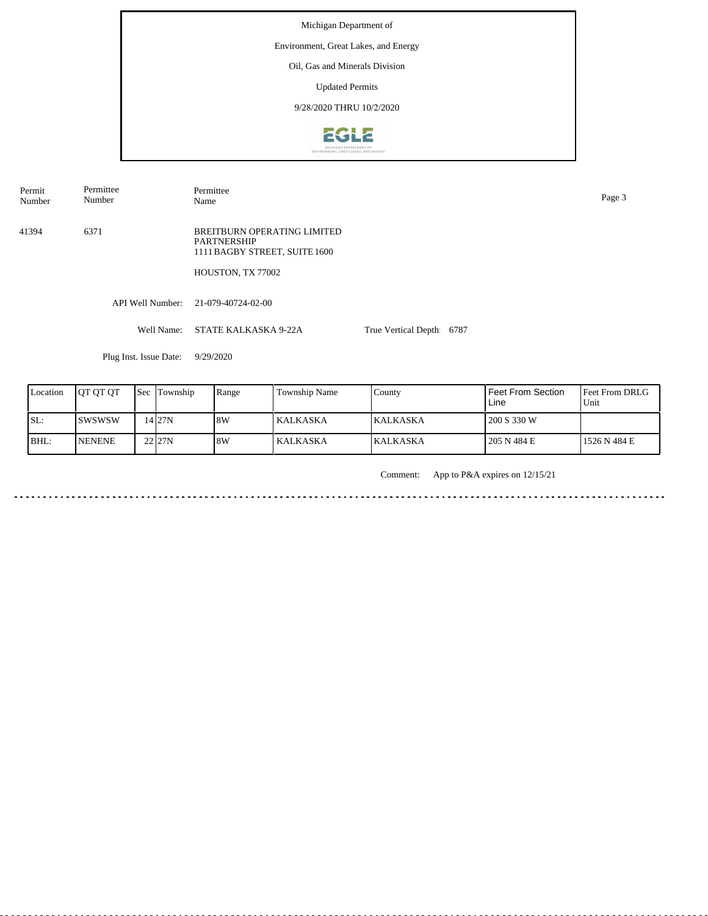Michigan Department of

Environment, Great Lakes, and Energy

Oil, Gas and Minerals Division

Updated Permits

9/28/2020 THRU 10/2/2020

| Permit Number | Permittee Number | Permittee Name |
|---|---|---|
| 41394 | 6371 | BREITBURN OPERATING LIMITED PARTNERSHIP<br>1111 BAGBY STREET, SUITE 1600<br><br>HOUSTON, TX 77002 |

API Well Number: 21-079-40724-02-00

Well Name: STATE KALKASKA 9-22A    True Vertical Depth: 6787

Plug Inst. Issue Date: 9/29/2020

| Location | QT QT QT | Sec | Township | Range | Township Name | County | Feet From Section Line | Feet From DRLG Unit |
|---|---|---|---|---|---|---|---|---|
| SL: | SWSWSW | 14 | 27N | 8W | KALKASKA | KALKASKA | 200 S 330 W | |
| BHL: | NENENE | 22 | 27N | 8W | KALKASKA | KALKASKA | 205 N 484 E | 1526 N 484 E |

Comment: App to P&A expires on 12/15/21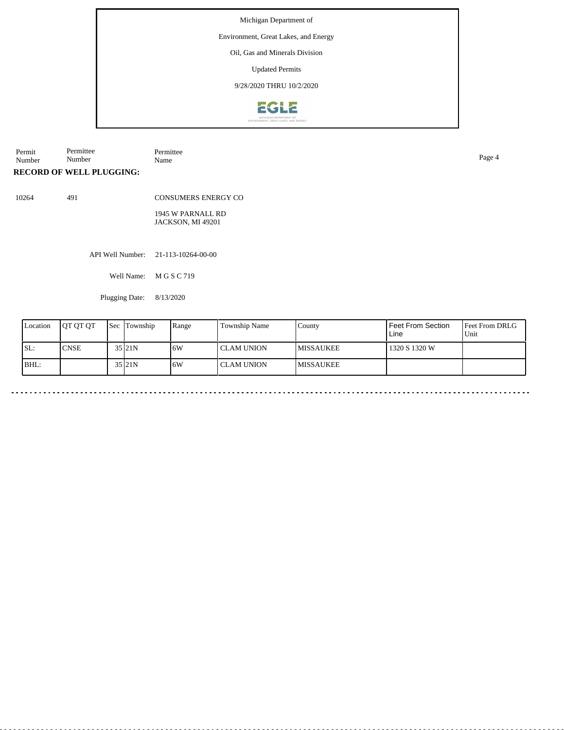Michigan Department of

Environment, Great Lakes, and Energy

Oil, Gas and Minerals Division

Updated Permits

9/28/2020 THRU 10/2/2020

| Permit Number | Permittee Number | Permittee Name |
|---|---|---|

**RECORD OF WELL PLUGGING:**

| 10264 | 491 | CONSUMERS ENERGY CO |
|---|---|---|

1945 W PARNALL RD
JACKSON, MI 49201

API Well Number: 21-113-10264-00-00

Well Name: M G S C 719

Plugging Date: 8/13/2020

| Location | QT QT QT | Sec | Township | Range | Township Name | County | Feet From Section Line | Feet From DRLG Unit |
|---|---|---|---|---|---|---|---|---|
| SL: | CNSE | 35 | 21N | 6W | CLAM UNION | MISSAUKEE | 1320 S 1320 W | |
| BHL: | | 35 | 21N | 6W | CLAM UNION | MISSAUKEE | | |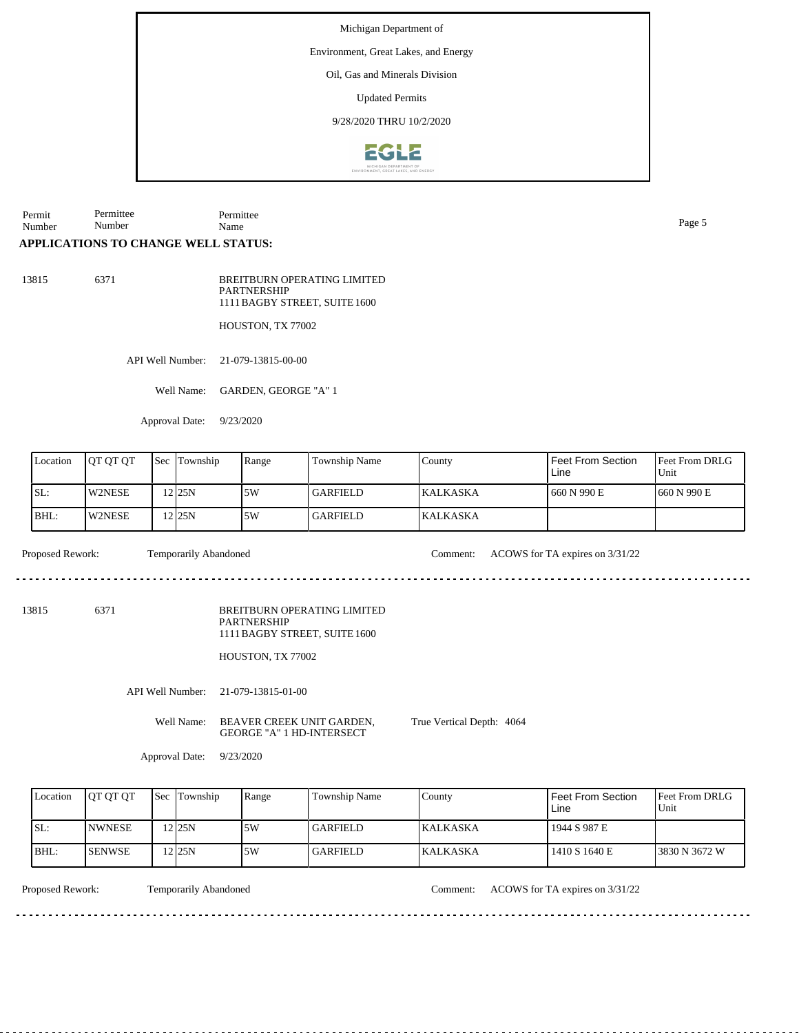Michigan Department of

Environment, Great Lakes, and Energy

Oil, Gas and Minerals Division

Updated Permits

9/28/2020 THRU 10/2/2020

| Permit Number | Permittee Number | Permittee Name |
|---|---|---|

**APPLICATIONS TO CHANGE WELL STATUS:**

13815 6371 BREITBURN OPERATING LIMITED PARTNERSHIP
1111 BAGBY STREET, SUITE 1600

HOUSTON, TX 77002

API Well Number: 21-079-13815-00-00

Well Name: GARDEN, GEORGE "A" 1

Approval Date: 9/23/2020

| Location | QT QT QT | Sec | Township | Range | Township Name | County | Feet From Section Line | Feet From DRLG Unit |
|---|---|---|---|---|---|---|---|---|
| SL: | W2NESE | 12 | 25N | 5W | GARFIELD | KALKASKA | 660 N 990 E | 660 N 990 E |
| BHL: | W2NESE | 12 | 25N | 5W | GARFIELD | KALKASKA | | |

Proposed Rework: Temporarily Abandoned

Comment: ACOWS for TA expires on 3/31/22

---

13815 6371 BREITBURN OPERATING LIMITED PARTNERSHIP
1111 BAGBY STREET, SUITE 1600

HOUSTON, TX 77002

API Well Number: 21-079-13815-01-00

Well Name: BEAVER CREEK UNIT GARDEN, GEORGE "A" 1 HD-INTERSECT

True Vertical Depth: 4064

Approval Date: 9/23/2020

| Location | QT QT QT | Sec | Township | Range | Township Name | County | Feet From Section Line | Feet From DRLG Unit |
|---|---|---|---|---|---|---|---|---|
| SL: | NWNESE | 12 | 25N | 5W | GARFIELD | KALKASKA | 1944 S 987 E | |
| BHL: | SENWSE | 12 | 25N | 5W | GARFIELD | KALKASKA | 1410 S 1640 E | 3830 N 3672 W |

Proposed Rework: Temporarily Abandoned

Comment: ACOWS for TA expires on 3/31/22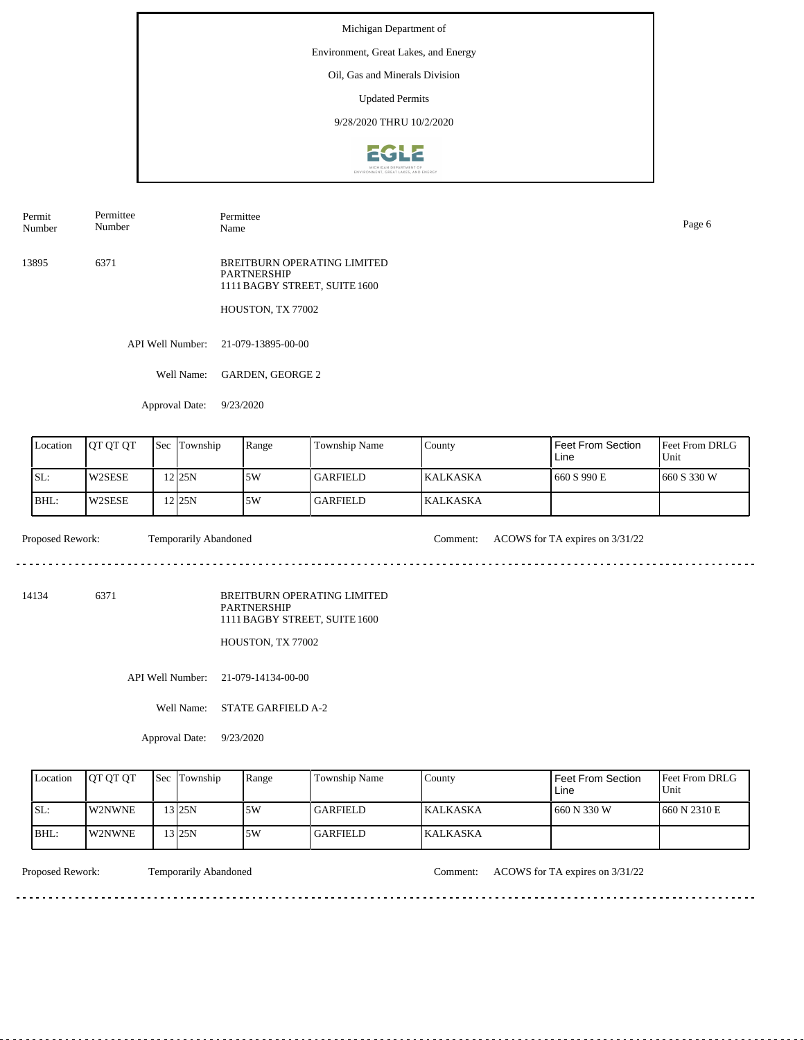Michigan Department of

Environment, Great Lakes, and Energy

Oil, Gas and Minerals Division

Updated Permits

9/28/2020 THRU 10/2/2020

| Permit Number | Permittee Number | Permittee Name |
|---|---|---|

13895 6371 BREITBURN OPERATING LIMITED PARTNERSHIP
1111 BAGBY STREET, SUITE 1600

HOUSTON, TX 77002

API Well Number: 21-079-13895-00-00

Well Name: GARDEN, GEORGE 2

Approval Date: 9/23/2020

| Location | QT QT QT | Sec | Township | Range | Township Name | County | Feet From Section Line | Feet From DRLG Unit |
|---|---|---|---|---|---|---|---|---|
| SL: | W2SESE | 12 | 25N | 5W | GARFIELD | KALKASKA | 660 S 990 E | 660 S 330 W |
| BHL: | W2SESE | 12 | 25N | 5W | GARFIELD | KALKASKA | | |

Proposed Rework: Temporarily Abandoned Comment: ACOWS for TA expires on 3/31/22

---

14134 6371 BREITBURN OPERATING LIMITED PARTNERSHIP
1111 BAGBY STREET, SUITE 1600

HOUSTON, TX 77002

API Well Number: 21-079-14134-00-00

Well Name: STATE GARFIELD A-2

Approval Date: 9/23/2020

| Location | QT QT QT | Sec | Township | Range | Township Name | County | Feet From Section Line | Feet From DRLG Unit |
|---|---|---|---|---|---|---|---|---|
| SL: | W2NWNE | 13 | 25N | 5W | GARFIELD | KALKASKA | 660 N 330 W | 660 N 2310 E |
| BHL: | W2NWNE | 13 | 25N | 5W | GARFIELD | KALKASKA | | |

Proposed Rework: Temporarily Abandoned Comment: ACOWS for TA expires on 3/31/22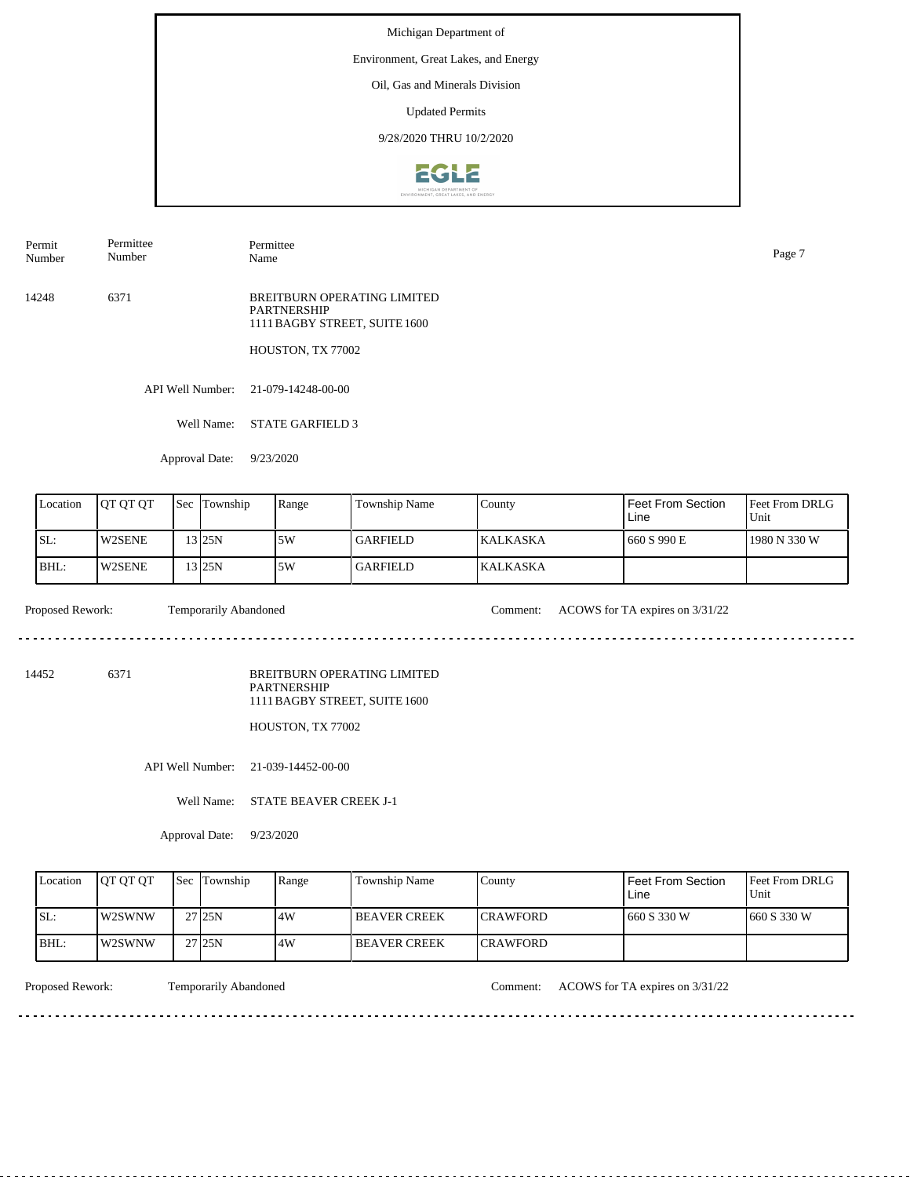Michigan Department of

Environment, Great Lakes, and Energy

Oil, Gas and Minerals Division

Updated Permits

9/28/2020 THRU 10/2/2020

| Permit Number | Permittee Number | Permittee Name |
|---|---|---|
| 14248 | 6371 | BREITBURN OPERATING LIMITED PARTNERSHIP<br>1111 BAGBY STREET, SUITE 1600<br>HOUSTON, TX 77002 |

API Well Number: 21-079-14248-00-00

Well Name: STATE GARFIELD 3

Approval Date: 9/23/2020

| Location | QT QT QT | Sec | Township | Range | Township Name | County | Feet From Section Line | Feet From DRLG Unit |
|---|---|---|---|---|---|---|---|---|
| SL: | W2SENE | 13 | 25N | 5W | GARFIELD | KALKASKA | 660 S 990 E | 1980 N 330 W |
| BHL: | W2SENE | 13 | 25N | 5W | GARFIELD | KALKASKA | | |

Proposed Rework: Temporarily Abandoned

Comment: ACOWS for TA expires on 3/31/22

---

| Permit Number | Permittee Number | Permittee Name |
|---|---|---|
| 14452 | 6371 | BREITBURN OPERATING LIMITED PARTNERSHIP<br>1111 BAGBY STREET, SUITE 1600<br>HOUSTON, TX 77002 |

API Well Number: 21-039-14452-00-00

Well Name: STATE BEAVER CREEK J-1

Approval Date: 9/23/2020

| Location | QT QT QT | Sec | Township | Range | Township Name | County | Feet From Section Line | Feet From DRLG Unit |
|---|---|---|---|---|---|---|---|---|
| SL: | W2SWNW | 27 | 25N | 4W | BEAVER CREEK | CRAWFORD | 660 S 330 W | 660 S 330 W |
| BHL: | W2SWNW | 27 | 25N | 4W | BEAVER CREEK | CRAWFORD | | |

Proposed Rework: Temporarily Abandoned

Comment: ACOWS for TA expires on 3/31/22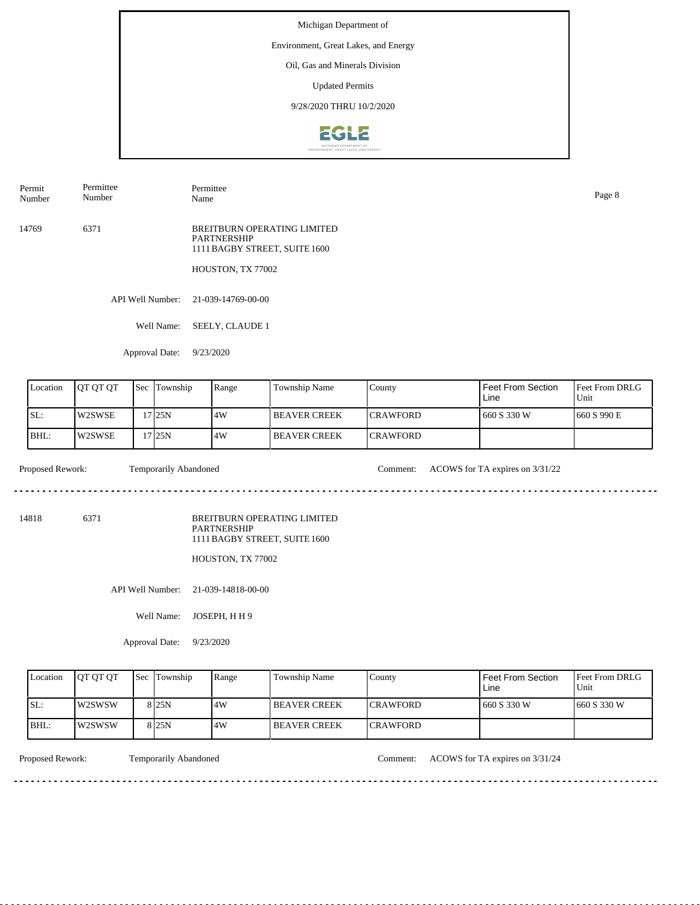Michigan Department of

Environment, Great Lakes, and Energy

Oil, Gas and Minerals Division

Updated Permits

9/28/2020 THRU 10/2/2020

| Permit Number | Permittee Number | Permittee Name |
|---|---|---|

14769 6371 BREITBURN OPERATING LIMITED PARTNERSHIP
1111 BAGBY STREET, SUITE 1600

HOUSTON, TX 77002

API Well Number: 21-039-14769-00-00

Well Name: SEELY, CLAUDE 1

Approval Date: 9/23/2020

| Location | QT QT QT | Sec | Township | Range | Township Name | County | Feet From Section Line | Feet From DRLG Unit |
|---|---|---|---|---|---|---|---|---|
| SL: | W2SWSE | 17 | 25N | 4W | BEAVER CREEK | CRAWFORD | 660 S 330 W | 660 S 990 E |
| BHL: | W2SWSE | 17 | 25N | 4W | BEAVER CREEK | CRAWFORD | | |

Proposed Rework: Temporarily Abandoned Comment: ACOWS for TA expires on 3/31/22

---

14818 6371 BREITBURN OPERATING LIMITED PARTNERSHIP
1111 BAGBY STREET, SUITE 1600

HOUSTON, TX 77002

API Well Number: 21-039-14818-00-00

Well Name: JOSEPH, H H 9

Approval Date: 9/23/2020

| Location | QT QT QT | Sec | Township | Range | Township Name | County | Feet From Section Line | Feet From DRLG Unit |
|---|---|---|---|---|---|---|---|---|
| SL: | W2SWSW | 8 | 25N | 4W | BEAVER CREEK | CRAWFORD | 660 S 330 W | 660 S 330 W |
| BHL: | W2SWSW | 8 | 25N | 4W | BEAVER CREEK | CRAWFORD | | |

Proposed Rework: Temporarily Abandoned Comment: ACOWS for TA expires on 3/31/24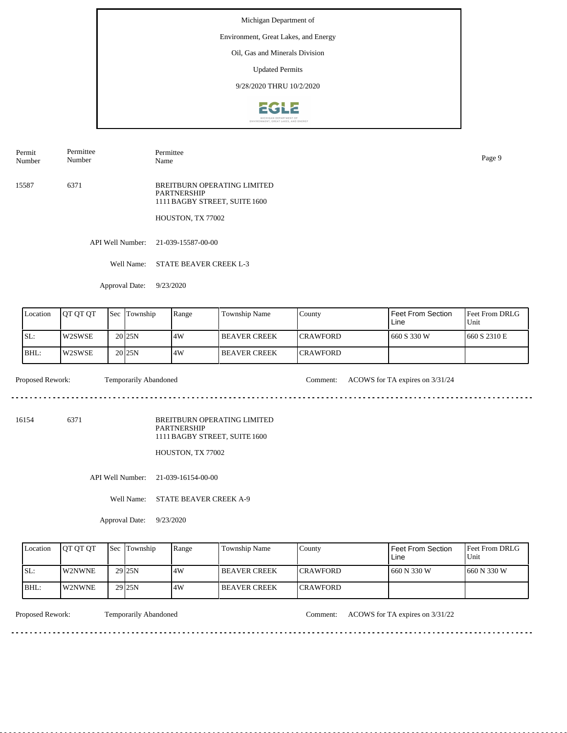Michigan Department of

Environment, Great Lakes, and Energy

Oil, Gas and Minerals Division

Updated Permits

9/28/2020 THRU 10/2/2020

| Permit Number | Permittee Number | Permittee Name |
|---|---|---|
| 15587 | 6371 | BREITBURN OPERATING LIMITED PARTNERSHIP<br>1111 BAGBY STREET, SUITE 1600<br><br>HOUSTON, TX 77002 |

API Well Number: 21-039-15587-00-00

Well Name: STATE BEAVER CREEK L-3

Approval Date: 9/23/2020

| Location | QT QT QT | Sec | Township | Range | Township Name | County | Feet From Section Line | Feet From DRLG Unit |
|---|---|---|---|---|---|---|---|---|
| SL: | W2SWSE | 20 | 25N | 4W | BEAVER CREEK | CRAWFORD | 660 S 330 W | 660 S 2310 E |
| BHL: | W2SWSE | 20 | 25N | 4W | BEAVER CREEK | CRAWFORD | | |

Proposed Rework: Temporarily Abandoned

Comment: ACOWS for TA expires on 3/31/24

---

| Permit Number | Permittee Number | Permittee Name |
|---|---|---|
| 16154 | 6371 | BREITBURN OPERATING LIMITED PARTNERSHIP<br>1111 BAGBY STREET, SUITE 1600<br><br>HOUSTON, TX 77002 |

API Well Number: 21-039-16154-00-00

Well Name: STATE BEAVER CREEK A-9

Approval Date: 9/23/2020

| Location | QT QT QT | Sec | Township | Range | Township Name | County | Feet From Section Line | Feet From DRLG Unit |
|---|---|---|---|---|---|---|---|---|
| SL: | W2NWNE | 29 | 25N | 4W | BEAVER CREEK | CRAWFORD | 660 N 330 W | 660 N 330 W |
| BHL: | W2NWNE | 29 | 25N | 4W | BEAVER CREEK | CRAWFORD | | |

Proposed Rework: Temporarily Abandoned

Comment: ACOWS for TA expires on 3/31/22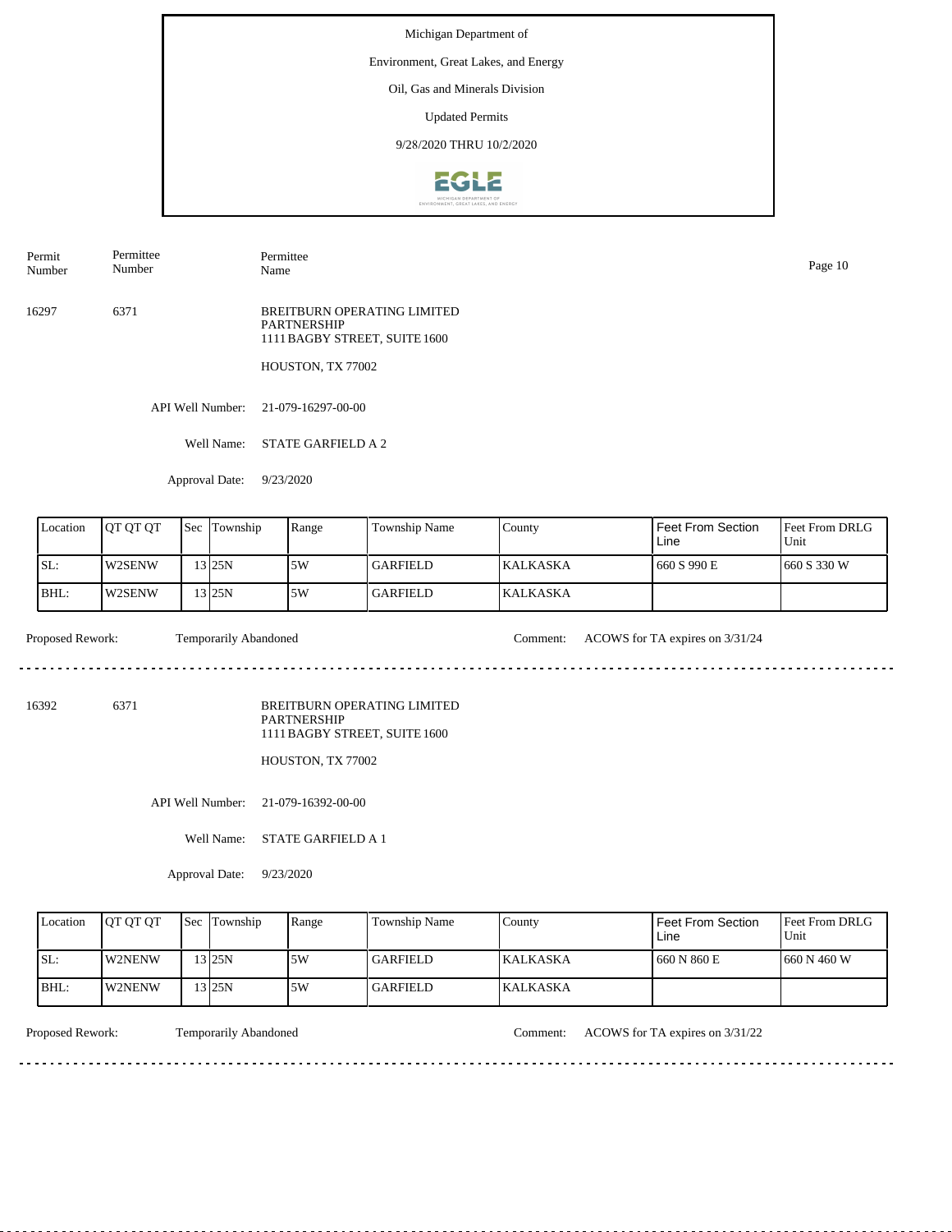Michigan Department of

Environment, Great Lakes, and Energy

Oil, Gas and Minerals Division

Updated Permits

9/28/2020 THRU 10/2/2020

| Permit Number | Permittee Number | Permittee Name |
|---|---|---|
| 16297 | 6371 | BREITBURN OPERATING LIMITED PARTNERSHIP<br>1111 BAGBY STREET, SUITE 1600<br>HOUSTON, TX 77002 |

API Well Number: 21-079-16297-00-00

Well Name: STATE GARFIELD A 2

Approval Date: 9/23/2020

| Location | QT QT QT | Sec | Township | Range | Township Name | County | Feet From Section Line | Feet From DRLG Unit |
|---|---|---|---|---|---|---|---|---|
| SL: | W2SENW | 13 | 25N | 5W | GARFIELD | KALKASKA | 660 S 990 E | 660 S 330 W |
| BHL: | W2SENW | 13 | 25N | 5W | GARFIELD | KALKASKA | | |

Proposed Rework: Temporarily Abandoned

Comment: ACOWS for TA expires on 3/31/24

---

| Permit Number | Permittee Number | Permittee Name |
|---|---|---|
| 16392 | 6371 | BREITBURN OPERATING LIMITED PARTNERSHIP<br>1111 BAGBY STREET, SUITE 1600<br>HOUSTON, TX 77002 |

API Well Number: 21-079-16392-00-00

Well Name: STATE GARFIELD A 1

Approval Date: 9/23/2020

| Location | QT QT QT | Sec | Township | Range | Township Name | County | Feet From Section Line | Feet From DRLG Unit |
|---|---|---|---|---|---|---|---|---|
| SL: | W2NENW | 13 | 25N | 5W | GARFIELD | KALKASKA | 660 N 860 E | 660 N 460 W |
| BHL: | W2NENW | 13 | 25N | 5W | GARFIELD | KALKASKA | | |

Proposed Rework: Temporarily Abandoned

Comment: ACOWS for TA expires on 3/31/22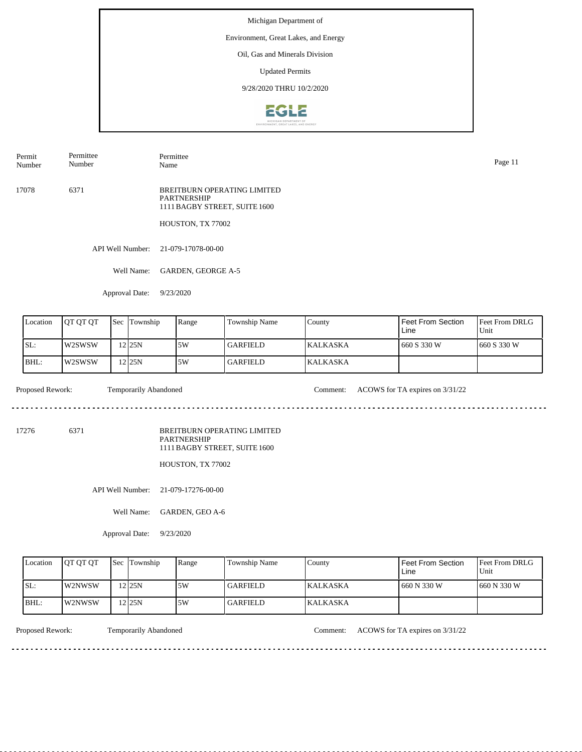Michigan Department of

Environment, Great Lakes, and Energy

Oil, Gas and Minerals Division

Updated Permits

9/28/2020 THRU 10/2/2020

| Permit Number | Permittee Number | Permittee Name |
|---|---|---|

17078 6371 BREITBURN OPERATING LIMITED PARTNERSHIP
1111 BAGBY STREET, SUITE 1600

HOUSTON, TX 77002

API Well Number: 21-079-17078-00-00

Well Name: GARDEN, GEORGE A-5

Approval Date: 9/23/2020

| Location | QT QT QT | Sec | Township | Range | Township Name | County | Feet From Section Line | Feet From DRLG Unit |
|---|---|---|---|---|---|---|---|---|
| SL: | W2SWSW | 12 | 25N | 5W | GARFIELD | KALKASKA | 660 S 330 W | 660 S 330 W |
| BHL: | W2SWSW | 12 | 25N | 5W | GARFIELD | KALKASKA | | |

Proposed Rework: Temporarily Abandoned Comment: ACOWS for TA expires on 3/31/22

---

17276 6371 BREITBURN OPERATING LIMITED PARTNERSHIP
1111 BAGBY STREET, SUITE 1600

HOUSTON, TX 77002

API Well Number: 21-079-17276-00-00

Well Name: GARDEN, GEO A-6

Approval Date: 9/23/2020

| Location | QT QT QT | Sec | Township | Range | Township Name | County | Feet From Section Line | Feet From DRLG Unit |
|---|---|---|---|---|---|---|---|---|
| SL: | W2NWSW | 12 | 25N | 5W | GARFIELD | KALKASKA | 660 N 330 W | 660 N 330 W |
| BHL: | W2NWSW | 12 | 25N | 5W | GARFIELD | KALKASKA | | |

Proposed Rework: Temporarily Abandoned Comment: ACOWS for TA expires on 3/31/22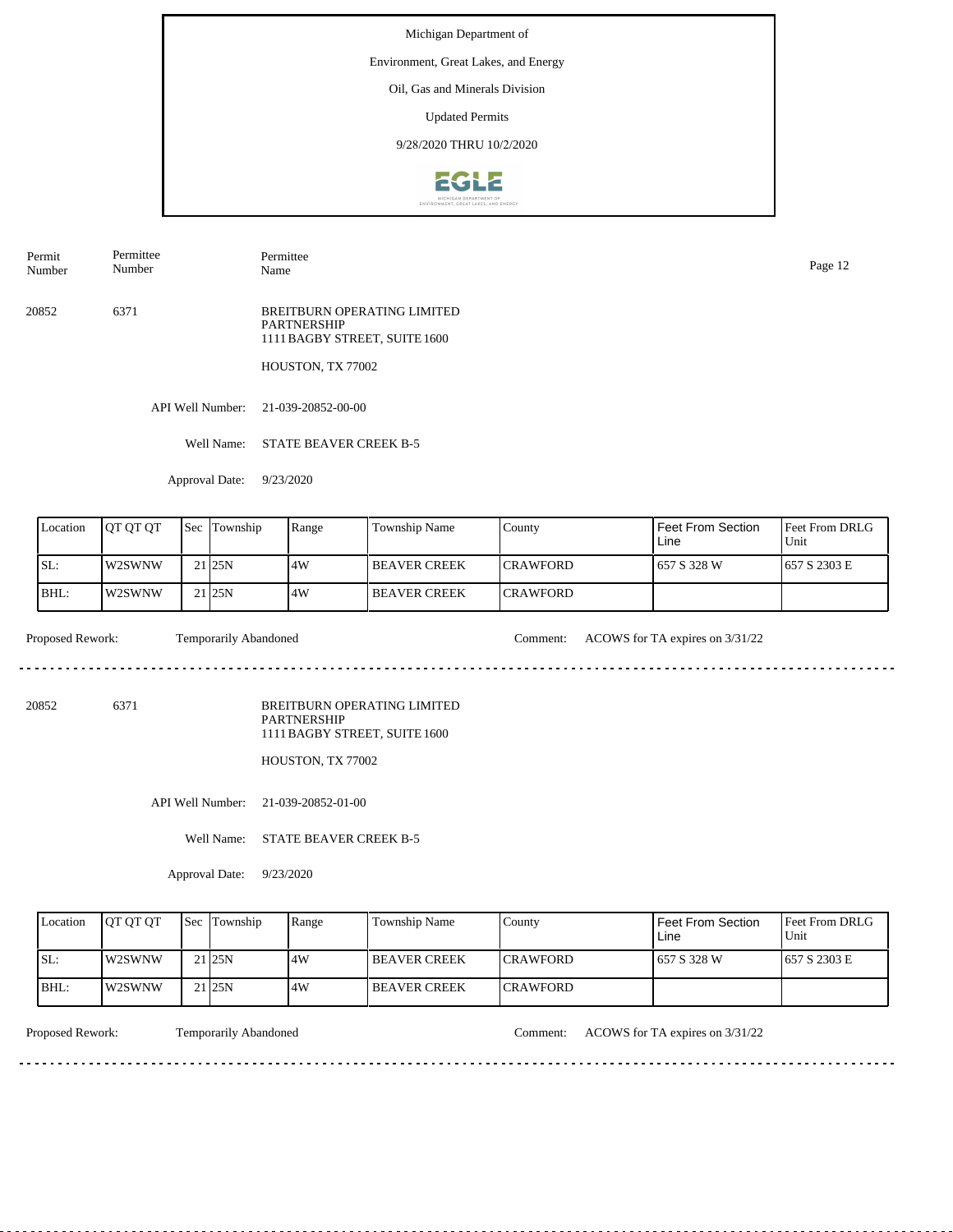Michigan Department of

Environment, Great Lakes, and Energy

Oil, Gas and Minerals Division

Updated Permits

9/28/2020 THRU 10/2/2020

| Permit Number | Permittee Number | Permittee Name |
|---|---|---|
| 20852 | 6371 | BREITBURN OPERATING LIMITED PARTNERSHIP<br>1111 BAGBY STREET, SUITE 1600<br>HOUSTON, TX 77002 |

API Well Number: 21-039-20852-00-00

Well Name: STATE BEAVER CREEK B-5

Approval Date: 9/23/2020

| Location | QT QT QT | Sec | Township | Range | Township Name | County | Feet From Section Line | Feet From DRLG Unit |
|---|---|---|---|---|---|---|---|---|
| SL: | W2SWNW | 21 | 25N | 4W | BEAVER CREEK | CRAWFORD | 657 S 328 W | 657 S 2303 E |
| BHL: | W2SWNW | 21 | 25N | 4W | BEAVER CREEK | CRAWFORD | | |

Proposed Rework: Temporarily Abandoned

Comment: ACOWS for TA expires on 3/31/22

---

| Permit Number | Permittee Number | Permittee Name |
|---|---|---|
| 20852 | 6371 | BREITBURN OPERATING LIMITED PARTNERSHIP<br>1111 BAGBY STREET, SUITE 1600<br>HOUSTON, TX 77002 |

API Well Number: 21-039-20852-01-00

Well Name: STATE BEAVER CREEK B-5

Approval Date: 9/23/2020

| Location | QT QT QT | Sec | Township | Range | Township Name | County | Feet From Section Line | Feet From DRLG Unit |
|---|---|---|---|---|---|---|---|---|
| SL: | W2SWNW | 21 | 25N | 4W | BEAVER CREEK | CRAWFORD | 657 S 328 W | 657 S 2303 E |
| BHL: | W2SWNW | 21 | 25N | 4W | BEAVER CREEK | CRAWFORD | | |

Proposed Rework: Temporarily Abandoned

Comment: ACOWS for TA expires on 3/31/22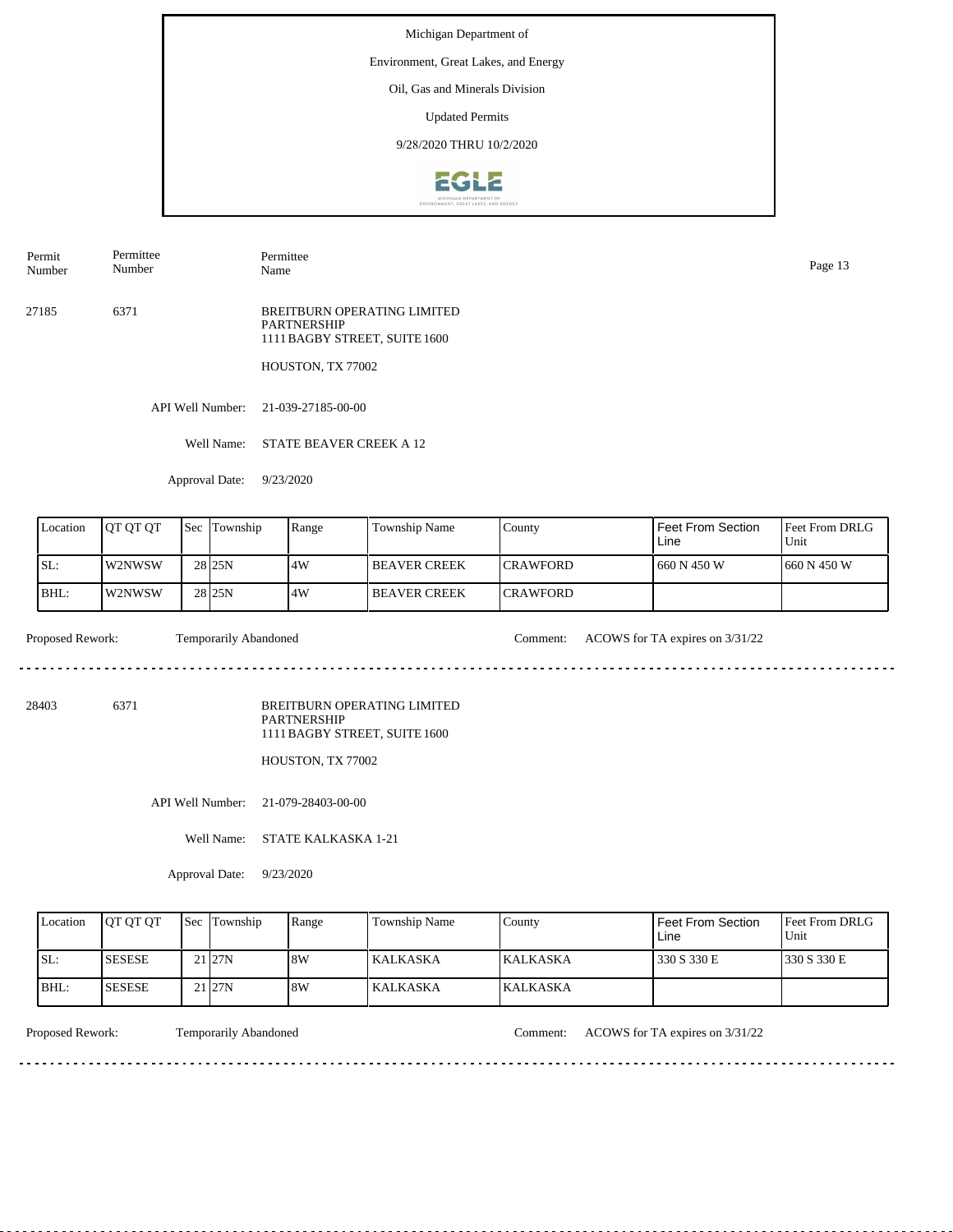Michigan Department of

Environment, Great Lakes, and Energy

Oil, Gas and Minerals Division

Updated Permits

9/28/2020 THRU 10/2/2020

| Permit Number | Permittee Number | Permittee Name |
|---|---|---|

27185 | 6371 | BREITBURN OPERATING LIMITED PARTNERSHIP
1111 BAGBY STREET, SUITE 1600

HOUSTON, TX 77002

API Well Number: 21-039-27185-00-00

Well Name: STATE BEAVER CREEK A 12

Approval Date: 9/23/2020

| Location | QT QT QT | Sec | Township | Range | Township Name | County | Feet From Section Line | Feet From DRLG Unit |
|---|---|---|---|---|---|---|---|---|
| SL: | W2NWSW | 28 | 25N | 4W | BEAVER CREEK | CRAWFORD | 660 N 450 W | 660 N 450 W |
| BHL: | W2NWSW | 28 | 25N | 4W | BEAVER CREEK | CRAWFORD | | |

Proposed Rework: Temporarily Abandoned

Comment: ACOWS for TA expires on 3/31/22

---

28403 | 6371 | BREITBURN OPERATING LIMITED PARTNERSHIP
1111 BAGBY STREET, SUITE 1600

HOUSTON, TX 77002

API Well Number: 21-079-28403-00-00

Well Name: STATE KALKASKA 1-21

Approval Date: 9/23/2020

| Location | QT QT QT | Sec | Township | Range | Township Name | County | Feet From Section Line | Feet From DRLG Unit |
|---|---|---|---|---|---|---|---|---|
| SL: | SESESE | 21 | 27N | 8W | KALKASKA | KALKASKA | 330 S 330 E | 330 S 330 E |
| BHL: | SESESE | 21 | 27N | 8W | KALKASKA | KALKASKA | | |

Proposed Rework: Temporarily Abandoned

Comment: ACOWS for TA expires on 3/31/22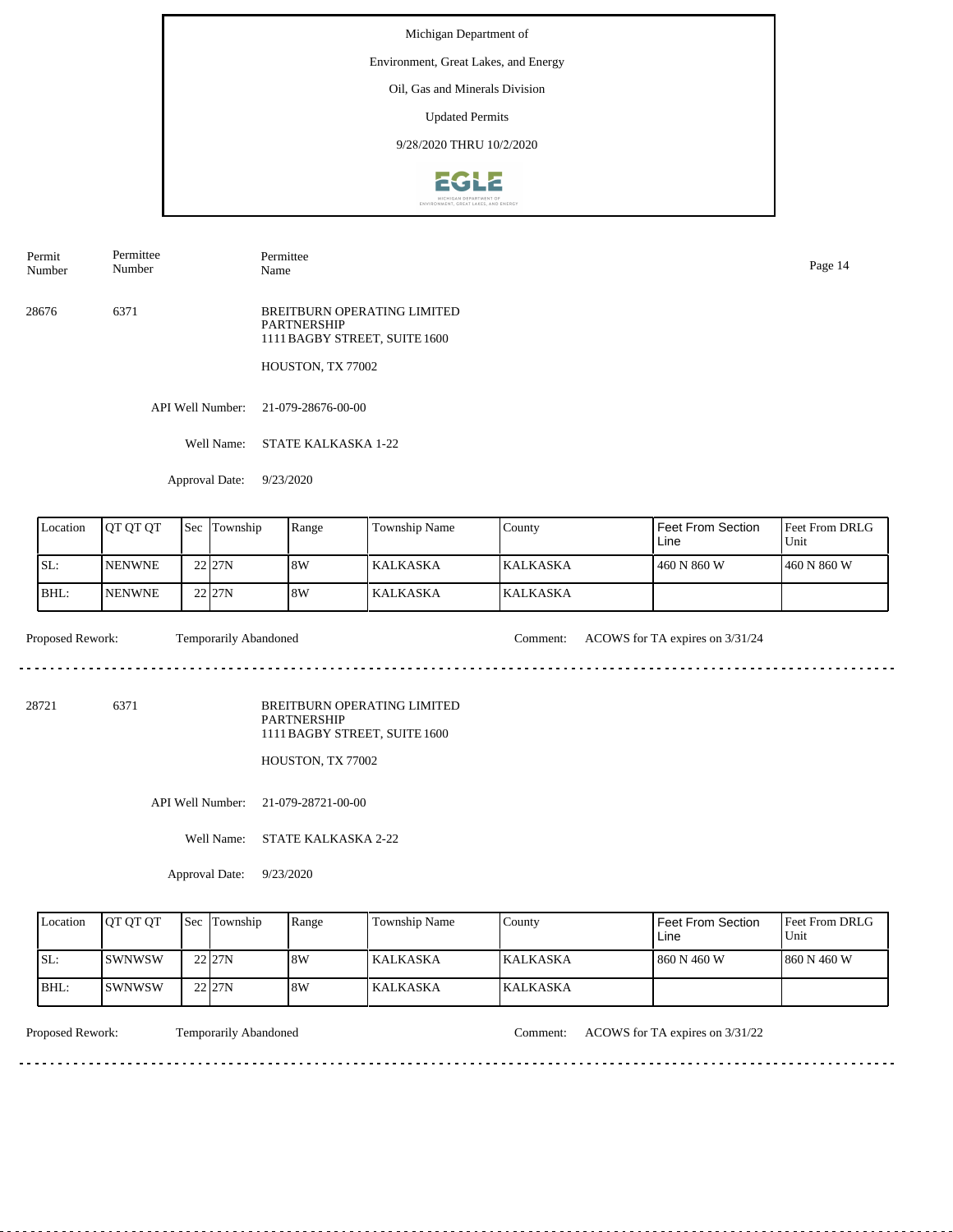Michigan Department of

Environment, Great Lakes, and Energy

Oil, Gas and Minerals Division

Updated Permits

9/28/2020 THRU 10/2/2020

| Permit Number | Permittee Number | Permittee Name |
|---|---|---|
| 28676 | 6371 | BREITBURN OPERATING LIMITED PARTNERSHIP<br>1111 BAGBY STREET, SUITE 1600<br><br>HOUSTON, TX 77002 |

API Well Number: 21-079-28676-00-00

Well Name: STATE KALKASKA 1-22

Approval Date: 9/23/2020

| Location | QT QT QT | Sec | Township | Range | Township Name | County | Feet From Section Line | Feet From DRLG Unit |
|---|---|---|---|---|---|---|---|---|
| SL: | NENWNE | 22 | 27N | 8W | KALKASKA | KALKASKA | 460 N 860 W | 460 N 860 W |
| BHL: | NENWNE | 22 | 27N | 8W | KALKASKA | KALKASKA | | |

Proposed Rework: Temporarily Abandoned Comment: ACOWS for TA expires on 3/31/24

---

| Permit Number | Permittee Number | Permittee Name |
|---|---|---|
| 28721 | 6371 | BREITBURN OPERATING LIMITED PARTNERSHIP<br>1111 BAGBY STREET, SUITE 1600<br><br>HOUSTON, TX 77002 |

API Well Number: 21-079-28721-00-00

Well Name: STATE KALKASKA 2-22

Approval Date: 9/23/2020

| Location | QT QT QT | Sec | Township | Range | Township Name | County | Feet From Section Line | Feet From DRLG Unit |
|---|---|---|---|---|---|---|---|---|
| SL: | SWNWSW | 22 | 27N | 8W | KALKASKA | KALKASKA | 860 N 460 W | 860 N 460 W |
| BHL: | SWNWSW | 22 | 27N | 8W | KALKASKA | KALKASKA | | |

Proposed Rework: Temporarily Abandoned Comment: ACOWS for TA expires on 3/31/22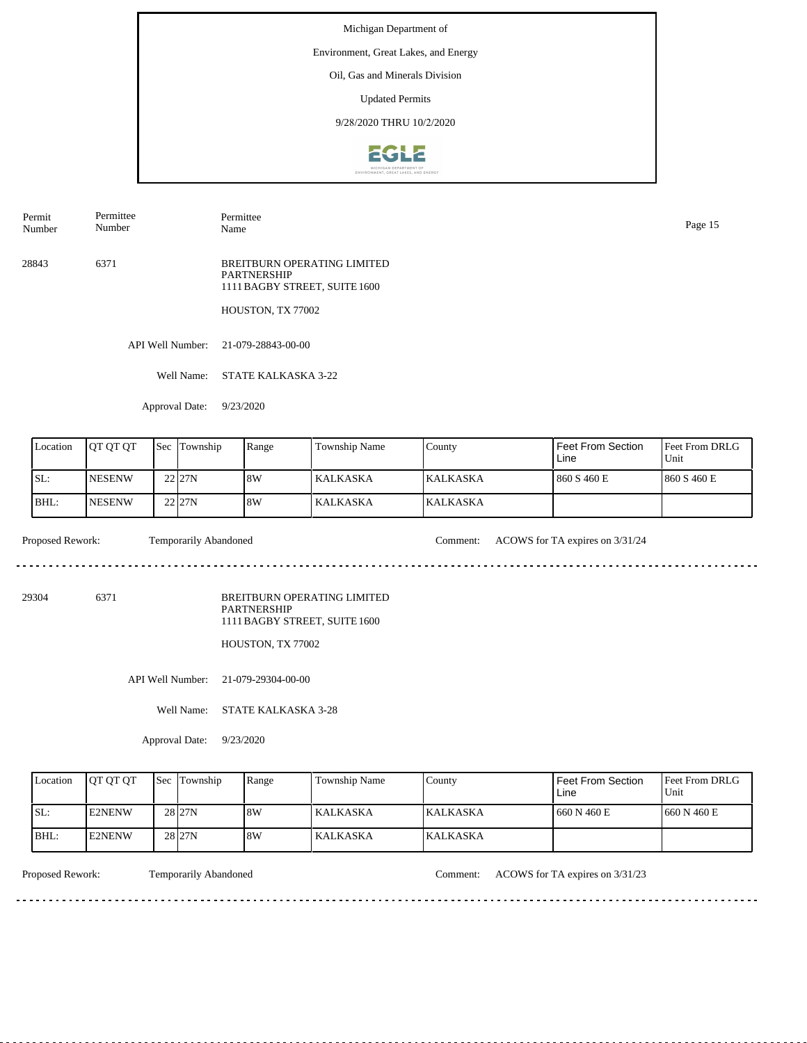Michigan Department of

Environment, Great Lakes, and Energy

Oil, Gas and Minerals Division

Updated Permits

9/28/2020 THRU 10/2/2020

| Permit Number | Permittee Number | Permittee Name |
|---|---|---|
| 28843 | 6371 | BREITBURN OPERATING LIMITED PARTNERSHIP<br>1111 BAGBY STREET, SUITE 1600<br><br>HOUSTON, TX 77002 |

API Well Number: 21-079-28843-00-00

Well Name: STATE KALKASKA 3-22

Approval Date: 9/23/2020

| Location | QT QT QT | Sec | Township | Range | Township Name | County | Feet From Section Line | Feet From DRLG Unit |
|---|---|---|---|---|---|---|---|---|
| SL: | NESENW | 22 | 27N | 8W | KALKASKA | KALKASKA | 860 S 460 E | 860 S 460 E |
| BHL: | NESENW | 22 | 27N | 8W | KALKASKA | KALKASKA | | |

Proposed Rework: Temporarily Abandoned

Comment: ACOWS for TA expires on 3/31/24

---

| Permit Number | Permittee Number | Permittee Name |
|---|---|---|
| 29304 | 6371 | BREITBURN OPERATING LIMITED PARTNERSHIP<br>1111 BAGBY STREET, SUITE 1600<br><br>HOUSTON, TX 77002 |

API Well Number: 21-079-29304-00-00

Well Name: STATE KALKASKA 3-28

Approval Date: 9/23/2020

| Location | QT QT QT | Sec | Township | Range | Township Name | County | Feet From Section Line | Feet From DRLG Unit |
|---|---|---|---|---|---|---|---|---|
| SL: | E2NENW | 28 | 27N | 8W | KALKASKA | KALKASKA | 660 N 460 E | 660 N 460 E |
| BHL: | E2NENW | 28 | 27N | 8W | KALKASKA | KALKASKA | | |

Proposed Rework: Temporarily Abandoned

Comment: ACOWS for TA expires on 3/31/23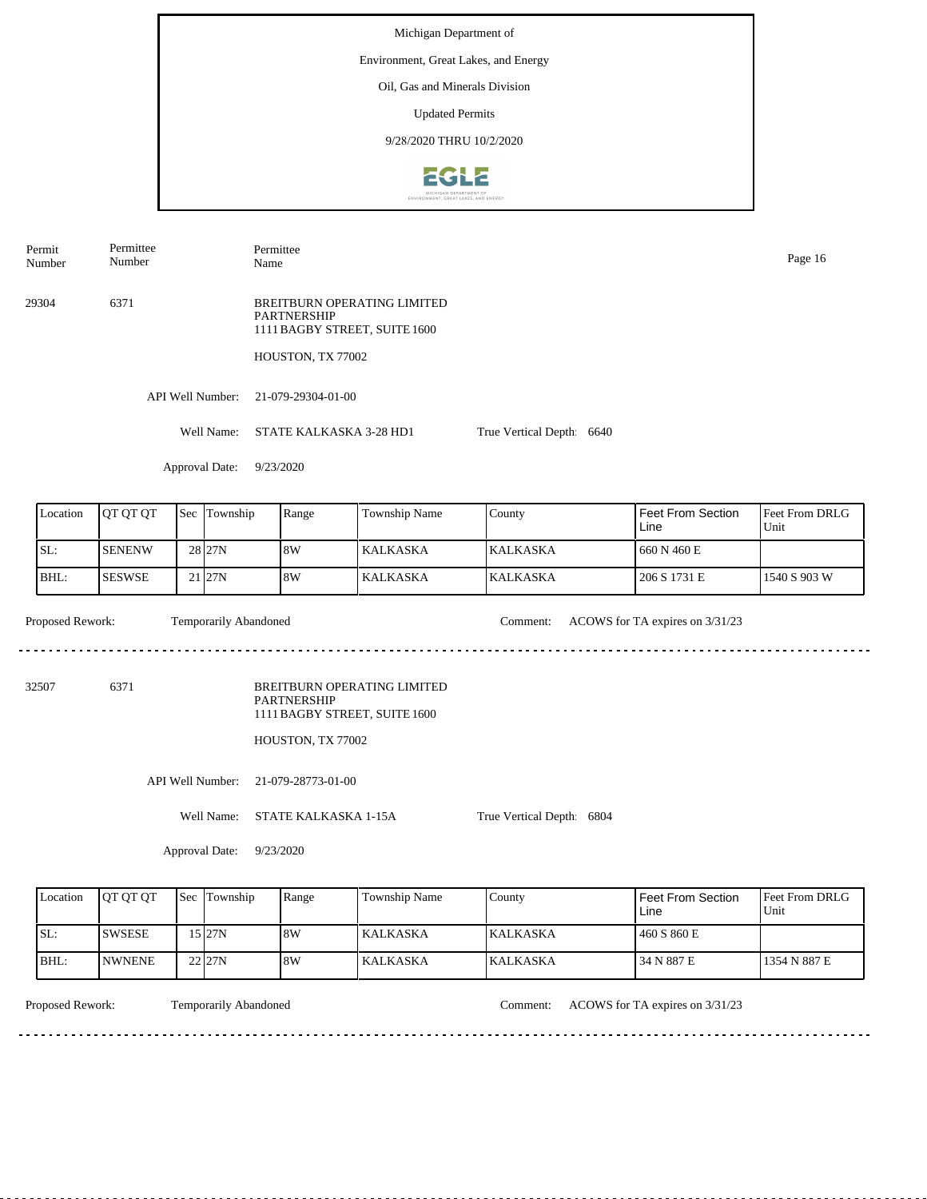Michigan Department of

Environment, Great Lakes, and Energy

Oil, Gas and Minerals Division

Updated Permits

9/28/2020 THRU 10/2/2020

| Permit Number | Permittee Number | Permittee Name |
|---|---|---|
| 29304 | 6371 | BREITBURN OPERATING LIMITED PARTNERSHIP<br>1111 BAGBY STREET, SUITE 1600<br><br>HOUSTON, TX 77002 |

API Well Number: 21-079-29304-01-00

Well Name: STATE KALKASKA 3-28 HD1

True Vertical Depth: 6640

Approval Date: 9/23/2020

| Location | QT QT QT | Sec | Township | Range | Township Name | County | Feet From Section Line | Feet From DRLG Unit |
|---|---|---|---|---|---|---|---|---|
| SL: | SENENW | 28 | 27N | 8W | KALKASKA | KALKASKA | 660 N 460 E | |
| BHL: | SESWSE | 21 | 27N | 8W | KALKASKA | KALKASKA | 206 S 1731 E | 1540 S 903 W |

Proposed Rework: Temporarily Abandoned

Comment: ACOWS for TA expires on 3/31/23

---

| Permit Number | Permittee Number | Permittee Name |
|---|---|---|
| 32507 | 6371 | BREITBURN OPERATING LIMITED PARTNERSHIP<br>1111 BAGBY STREET, SUITE 1600<br><br>HOUSTON, TX 77002 |

API Well Number: 21-079-28773-01-00

Well Name: STATE KALKASKA 1-15A

True Vertical Depth: 6804

Approval Date: 9/23/2020

| Location | QT QT QT | Sec | Township | Range | Township Name | County | Feet From Section Line | Feet From DRLG Unit |
|---|---|---|---|---|---|---|---|---|
| SL: | SWSESE | 15 | 27N | 8W | KALKASKA | KALKASKA | 460 S 860 E | |
| BHL: | NWNENE | 22 | 27N | 8W | KALKASKA | KALKASKA | 34 N 887 E | 1354 N 887 E |

Proposed Rework: Temporarily Abandoned

Comment: ACOWS for TA expires on 3/31/23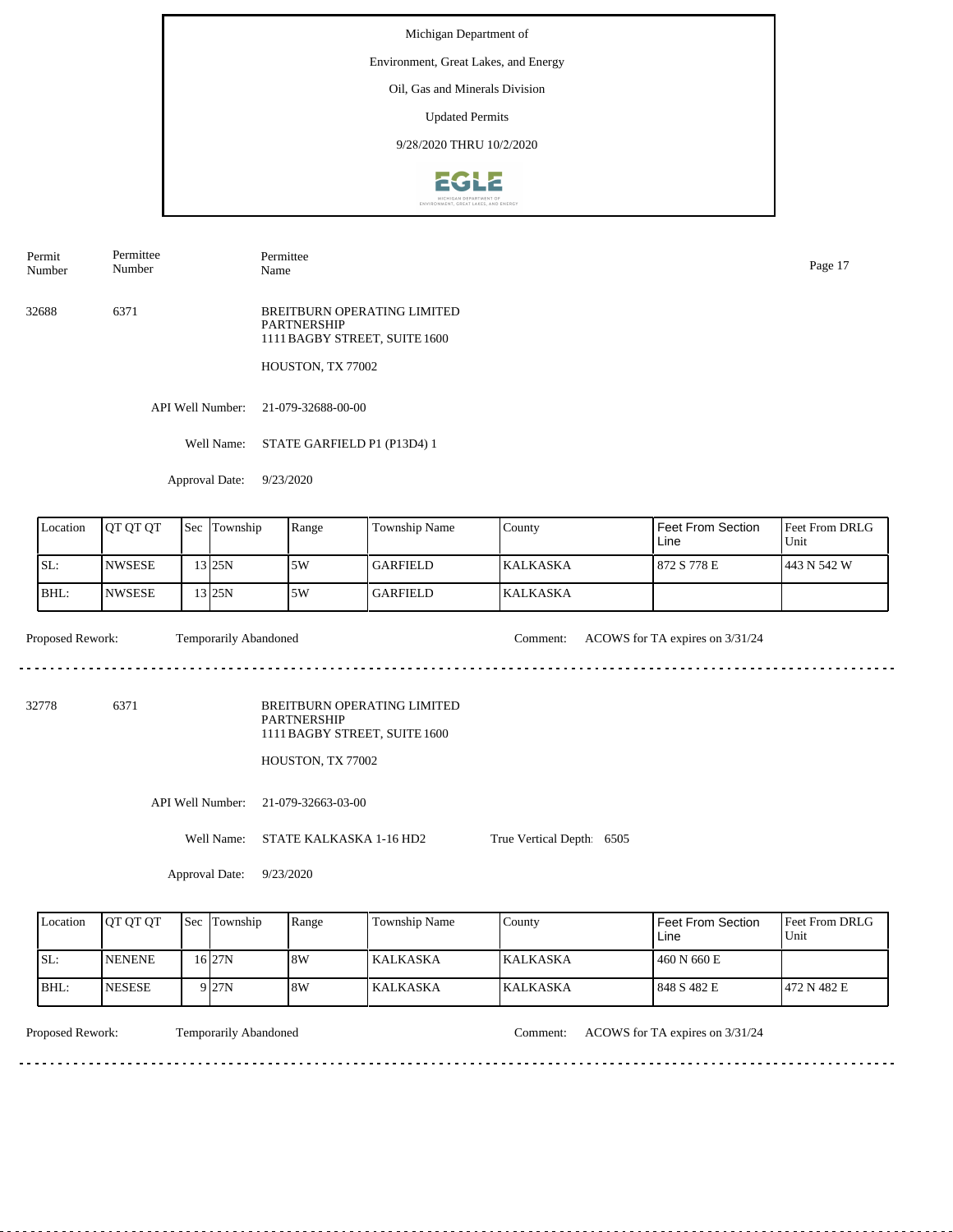Michigan Department of

Environment, Great Lakes, and Energy

Oil, Gas and Minerals Division

Updated Permits

9/28/2020 THRU 10/2/2020

| Permit Number | Permittee Number | Permittee Name |
|---|---|---|
| 32688 | 6371 | BREITBURN OPERATING LIMITED PARTNERSHIP<br>1111 BAGBY STREET, SUITE 1600<br>HOUSTON, TX 77002 |

API Well Number: 21-079-32688-00-00

Well Name: STATE GARFIELD P1 (P13D4) 1

Approval Date: 9/23/2020

| Location | QT QT QT | Sec | Township | Range | Township Name | County | Feet From Section Line | Feet From DRLG Unit |
|---|---|---|---|---|---|---|---|---|
| SL: | NWSESE | 13 | 25N | 5W | GARFIELD | KALKASKA | 872 S 778 E | 443 N 542 W |
| BHL: | NWSESE | 13 | 25N | 5W | GARFIELD | KALKASKA | | |

Proposed Rework: Temporarily Abandoned

Comment: ACOWS for TA expires on 3/31/24

---

| Permit Number | Permittee Number | Permittee Name |
|---|---|---|
| 32778 | 6371 | BREITBURN OPERATING LIMITED PARTNERSHIP<br>1111 BAGBY STREET, SUITE 1600<br>HOUSTON, TX 77002 |

API Well Number: 21-079-32663-03-00

Well Name: STATE KALKASKA 1-16 HD2

True Vertical Depth: 6505

Approval Date: 9/23/2020

| Location | QT QT QT | Sec | Township | Range | Township Name | County | Feet From Section Line | Feet From DRLG Unit |
|---|---|---|---|---|---|---|---|---|
| SL: | NENENE | 16 | 27N | 8W | KALKASKA | KALKASKA | 460 N 660 E | |
| BHL: | NESESE | 9 | 27N | 8W | KALKASKA | KALKASKA | 848 S 482 E | 472 N 482 E |

Proposed Rework: Temporarily Abandoned

Comment: ACOWS for TA expires on 3/31/24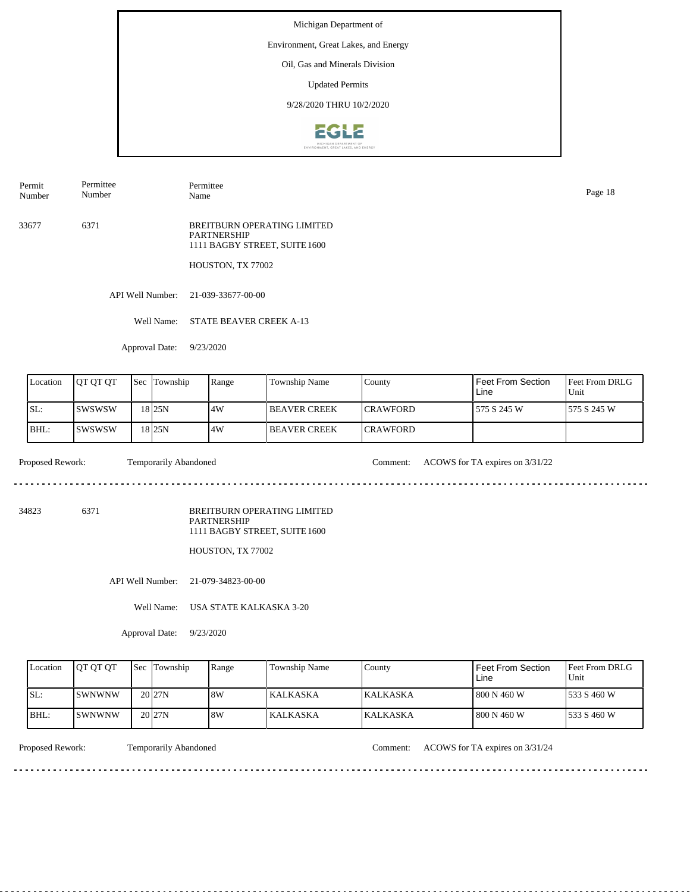Michigan Department of

Environment, Great Lakes, and Energy

Oil, Gas and Minerals Division

Updated Permits

9/28/2020 THRU 10/2/2020

| Permit Number | Permittee Number | Permittee Name |
|---|---|---|
| 33677 | 6371 | BREITBURN OPERATING LIMITED PARTNERSHIP<br>1111 BAGBY STREET, SUITE 1600<br>HOUSTON, TX 77002 |

API Well Number: 21-039-33677-00-00

Well Name: STATE BEAVER CREEK A-13

Approval Date: 9/23/2020

| Location | QT QT QT | Sec | Township | Range | Township Name | County | Feet From Section Line | Feet From DRLG Unit |
|---|---|---|---|---|---|---|---|---|
| SL: | SWSWSW | 18 | 25N | 4W | BEAVER CREEK | CRAWFORD | 575 S 245 W | 575 S 245 W |
| BHL: | SWSWSW | 18 | 25N | 4W | BEAVER CREEK | CRAWFORD | | |

Proposed Rework: Temporarily Abandoned

Comment: ACOWS for TA expires on 3/31/22

---

| Permit Number | Permittee Number | Permittee Name |
|---|---|---|
| 34823 | 6371 | BREITBURN OPERATING LIMITED PARTNERSHIP<br>1111 BAGBY STREET, SUITE 1600<br>HOUSTON, TX 77002 |

API Well Number: 21-079-34823-00-00

Well Name: USA STATE KALKASKA 3-20

Approval Date: 9/23/2020

| Location | QT QT QT | Sec | Township | Range | Township Name | County | Feet From Section Line | Feet From DRLG Unit |
|---|---|---|---|---|---|---|---|---|
| SL: | SWNWNW | 20 | 27N | 8W | KALKASKA | KALKASKA | 800 N 460 W | 533 S 460 W |
| BHL: | SWNWNW | 20 | 27N | 8W | KALKASKA | KALKASKA | 800 N 460 W | 533 S 460 W |

Proposed Rework: Temporarily Abandoned

Comment: ACOWS for TA expires on 3/31/24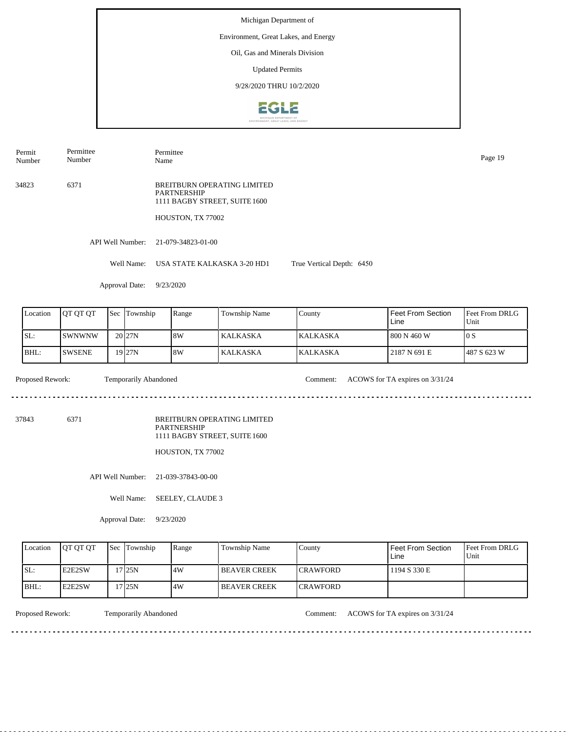Michigan Department of

Environment, Great Lakes, and Energy

Oil, Gas and Minerals Division

Updated Permits

9/28/2020 THRU 10/2/2020

| Permit Number | Permittee Number | Permittee Name |
|---|---|---|

34823 | 6371 | BREITBURN OPERATING LIMITED PARTNERSHIP
1111 BAGBY STREET, SUITE 1600

HOUSTON, TX 77002

API Well Number: 21-079-34823-01-00

Well Name: USA STATE KALKASKA 3-20 HD1 True Vertical Depth: 6450

Approval Date: 9/23/2020

| Location | QT QT QT | Sec | Township | Range | Township Name | County | Feet From Section Line | Feet From DRLG Unit |
|---|---|---|---|---|---|---|---|---|
| SL: | SWNWNW | 20 | 27N | 8W | KALKASKA | KALKASKA | 800 N 460 W | 0 S |
| BHL: | SWSENE | 19 | 27N | 8W | KALKASKA | KALKASKA | 2187 N 691 E | 487 S 623 W |

Proposed Rework: Temporarily Abandoned Comment: ACOWS for TA expires on 3/31/24

---

37843 | 6371 | BREITBURN OPERATING LIMITED PARTNERSHIP
1111 BAGBY STREET, SUITE 1600

HOUSTON, TX 77002

API Well Number: 21-039-37843-00-00

Well Name: SEELEY, CLAUDE 3

Approval Date: 9/23/2020

| Location | QT QT QT | Sec | Township | Range | Township Name | County | Feet From Section Line | Feet From DRLG Unit |
|---|---|---|---|---|---|---|---|---|
| SL: | E2E2SW | 17 | 25N | 4W | BEAVER CREEK | CRAWFORD | 1194 S 330 E | |
| BHL: | E2E2SW | 17 | 25N | 4W | BEAVER CREEK | CRAWFORD | | |

Proposed Rework: Temporarily Abandoned Comment: ACOWS for TA expires on 3/31/24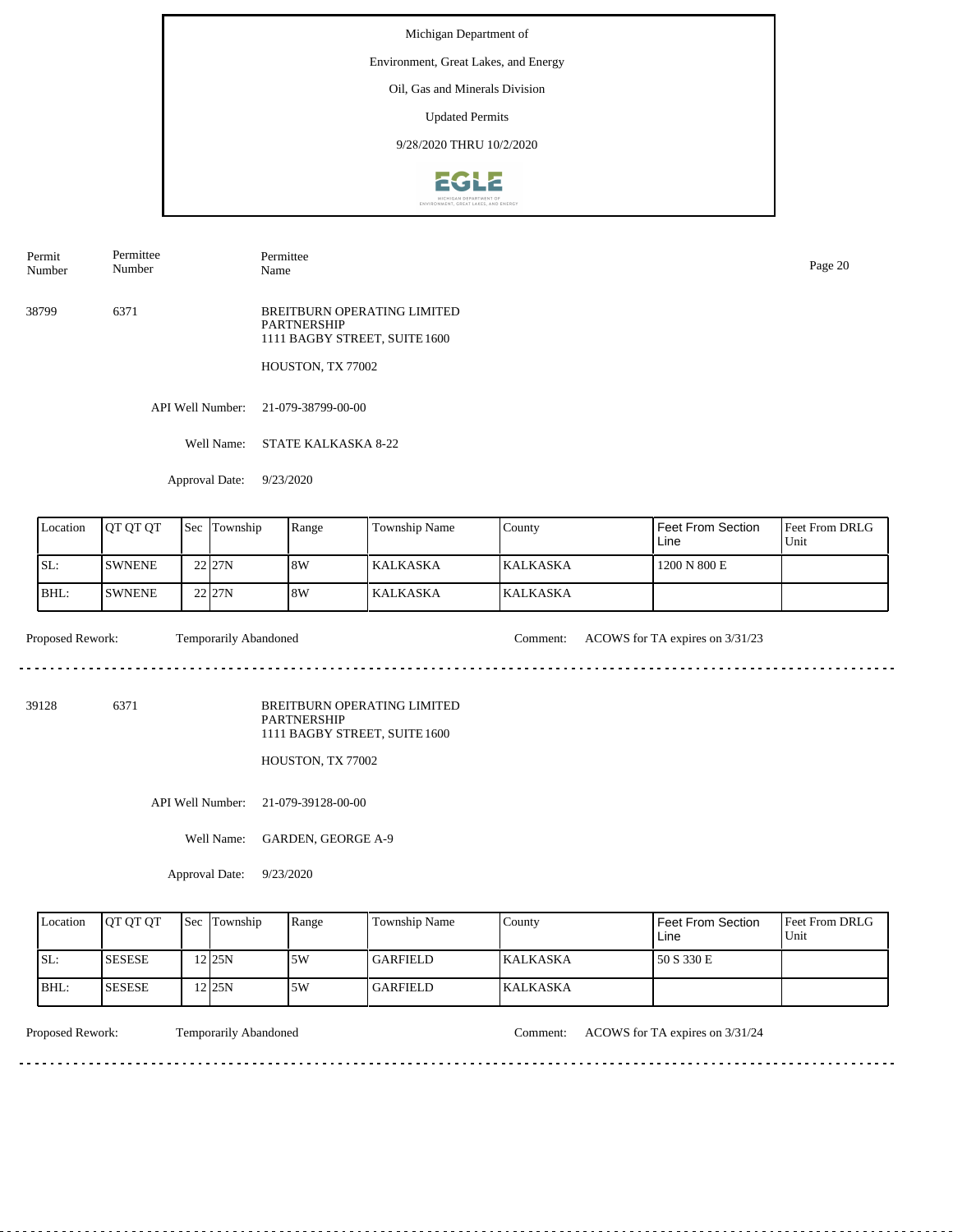Michigan Department of

Environment, Great Lakes, and Energy

Oil, Gas and Minerals Division

Updated Permits

9/28/2020 THRU 10/2/2020

| Permit Number | Permittee Number | Permittee Name |
|---|---|---|
| 38799 | 6371 | BREITBURN OPERATING LIMITED PARTNERSHIP<br>1111 BAGBY STREET, SUITE 1600<br><br>HOUSTON, TX 77002 |

API Well Number: 21-079-38799-00-00

Well Name: STATE KALKASKA 8-22

Approval Date: 9/23/2020

| Location | QT QT QT | Sec | Township | Range | Township Name | County | Feet From Section Line | Feet From DRLG Unit |
|---|---|---|---|---|---|---|---|---|
| SL: | SWNENE | 22 | 27N | 8W | KALKASKA | KALKASKA | 1200 N 800 E | |
| BHL: | SWNENE | 22 | 27N | 8W | KALKASKA | KALKASKA | | |

Proposed Rework: Temporarily Abandoned

Comment: ACOWS for TA expires on 3/31/23

---

| Permit Number | Permittee Number | Permittee Name |
|---|---|---|
| 39128 | 6371 | BREITBURN OPERATING LIMITED PARTNERSHIP<br>1111 BAGBY STREET, SUITE 1600<br><br>HOUSTON, TX 77002 |

API Well Number: 21-079-39128-00-00

Well Name: GARDEN, GEORGE A-9

Approval Date: 9/23/2020

| Location | QT QT QT | Sec | Township | Range | Township Name | County | Feet From Section Line | Feet From DRLG Unit |
|---|---|---|---|---|---|---|---|---|
| SL: | SESESE | 12 | 25N | 5W | GARFIELD | KALKASKA | 50 S 330 E | |
| BHL: | SESESE | 12 | 25N | 5W | GARFIELD | KALKASKA | | |

Proposed Rework: Temporarily Abandoned

Comment: ACOWS for TA expires on 3/31/24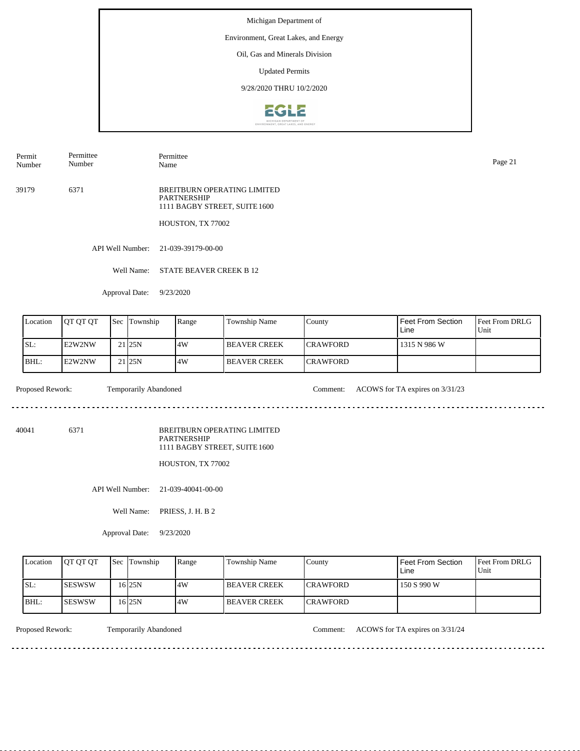Michigan Department of

Environment, Great Lakes, and Energy

Oil, Gas and Minerals Division

Updated Permits

9/28/2020 THRU 10/2/2020

| Permit Number | Permittee Number | Permittee Name |
|---|---|---|
| 39179 | 6371 | BREITBURN OPERATING LIMITED PARTNERSHIP<br>1111 BAGBY STREET, SUITE 1600<br><br>HOUSTON, TX 77002 |

API Well Number: 21-039-39179-00-00

Well Name: STATE BEAVER CREEK B 12

Approval Date: 9/23/2020

| Location | QT QT QT | Sec | Township | Range | Township Name | County | Feet From Section Line | Feet From DRLG Unit |
|---|---|---|---|---|---|---|---|---|
| SL: | E2W2NW | 21 | 25N | 4W | BEAVER CREEK | CRAWFORD | 1315 N 986 W | |
| BHL: | E2W2NW | 21 | 25N | 4W | BEAVER CREEK | CRAWFORD | | |

Proposed Rework: Temporarily Abandoned

Comment: ACOWS for TA expires on 3/31/23

---

| Permit Number | Permittee Number | Permittee Name |
|---|---|---|
| 40041 | 6371 | BREITBURN OPERATING LIMITED PARTNERSHIP<br>1111 BAGBY STREET, SUITE 1600<br><br>HOUSTON, TX 77002 |

API Well Number: 21-039-40041-00-00

Well Name: PRIESS, J. H. B 2

Approval Date: 9/23/2020

| Location | QT QT QT | Sec | Township | Range | Township Name | County | Feet From Section Line | Feet From DRLG Unit |
|---|---|---|---|---|---|---|---|---|
| SL: | SESWSW | 16 | 25N | 4W | BEAVER CREEK | CRAWFORD | 150 S 990 W | |
| BHL: | SESWSW | 16 | 25N | 4W | BEAVER CREEK | CRAWFORD | | |

Proposed Rework: Temporarily Abandoned

Comment: ACOWS for TA expires on 3/31/24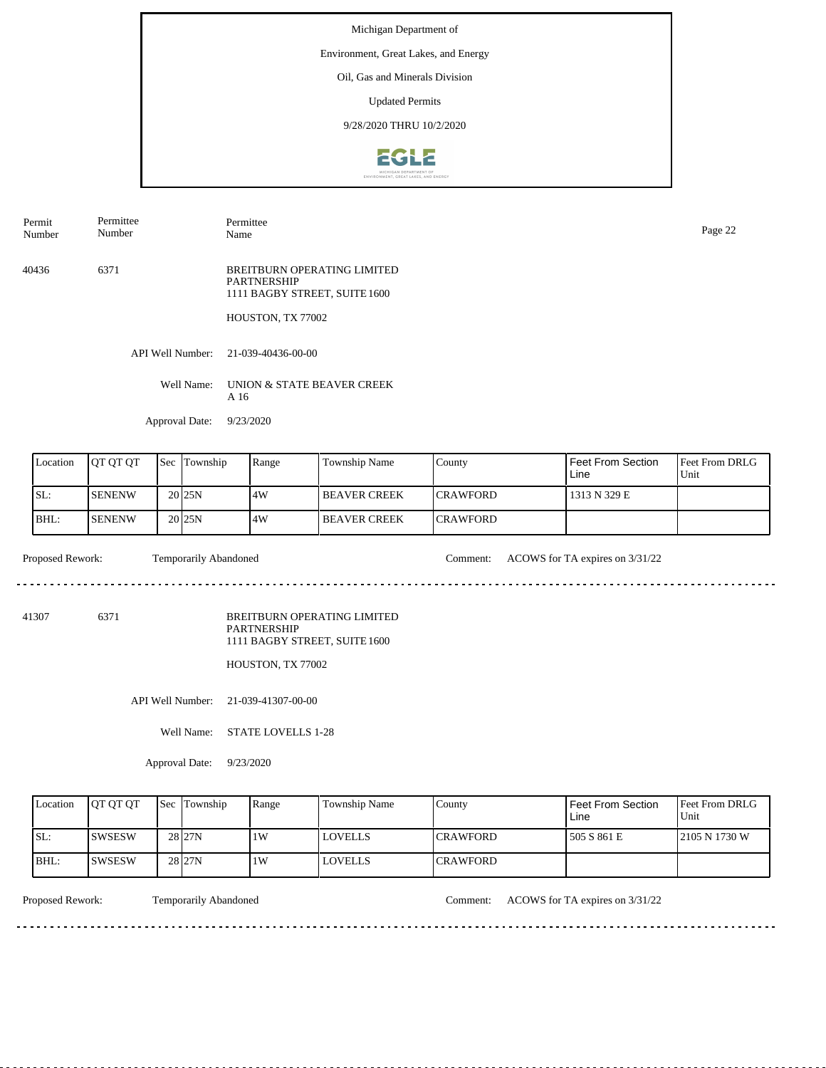Michigan Department of

Environment, Great Lakes, and Energy

Oil, Gas and Minerals Division

Updated Permits

9/28/2020 THRU 10/2/2020

| Permit Number | Permittee Number | Permittee Name |
|---|---|---|
| 40436 | 6371 | BREITBURN OPERATING LIMITED PARTNERSHIP<br>1111 BAGBY STREET, SUITE 1600<br><br>HOUSTON, TX 77002 |

API Well Number: 21-039-40436-00-00

Well Name: UNION & STATE BEAVER CREEK A 16

Approval Date: 9/23/2020

| Location | QT QT QT | Sec | Township | Range | Township Name | County | Feet From Section Line | Feet From DRLG Unit |
|---|---|---|---|---|---|---|---|---|
| SL: | SENENW | 20 | 25N | 4W | BEAVER CREEK | CRAWFORD | 1313 N 329 E | |
| BHL: | SENENW | 20 | 25N | 4W | BEAVER CREEK | CRAWFORD | | |

Proposed Rework: Temporarily Abandoned

Comment: ACOWS for TA expires on 3/31/22

---

| Permit Number | Permittee Number | Permittee Name |
|---|---|---|
| 41307 | 6371 | BREITBURN OPERATING LIMITED PARTNERSHIP<br>1111 BAGBY STREET, SUITE 1600<br><br>HOUSTON, TX 77002 |

API Well Number: 21-039-41307-00-00

Well Name: STATE LOVELLS 1-28

Approval Date: 9/23/2020

| Location | QT QT QT | Sec | Township | Range | Township Name | County | Feet From Section Line | Feet From DRLG Unit |
|---|---|---|---|---|---|---|---|---|
| SL: | SWSESW | 28 | 27N | 1W | LOVELLS | CRAWFORD | 505 S 861 E | 2105 N 1730 W |
| BHL: | SWSESW | 28 | 27N | 1W | LOVELLS | CRAWFORD | | |

Proposed Rework: Temporarily Abandoned

Comment: ACOWS for TA expires on 3/31/22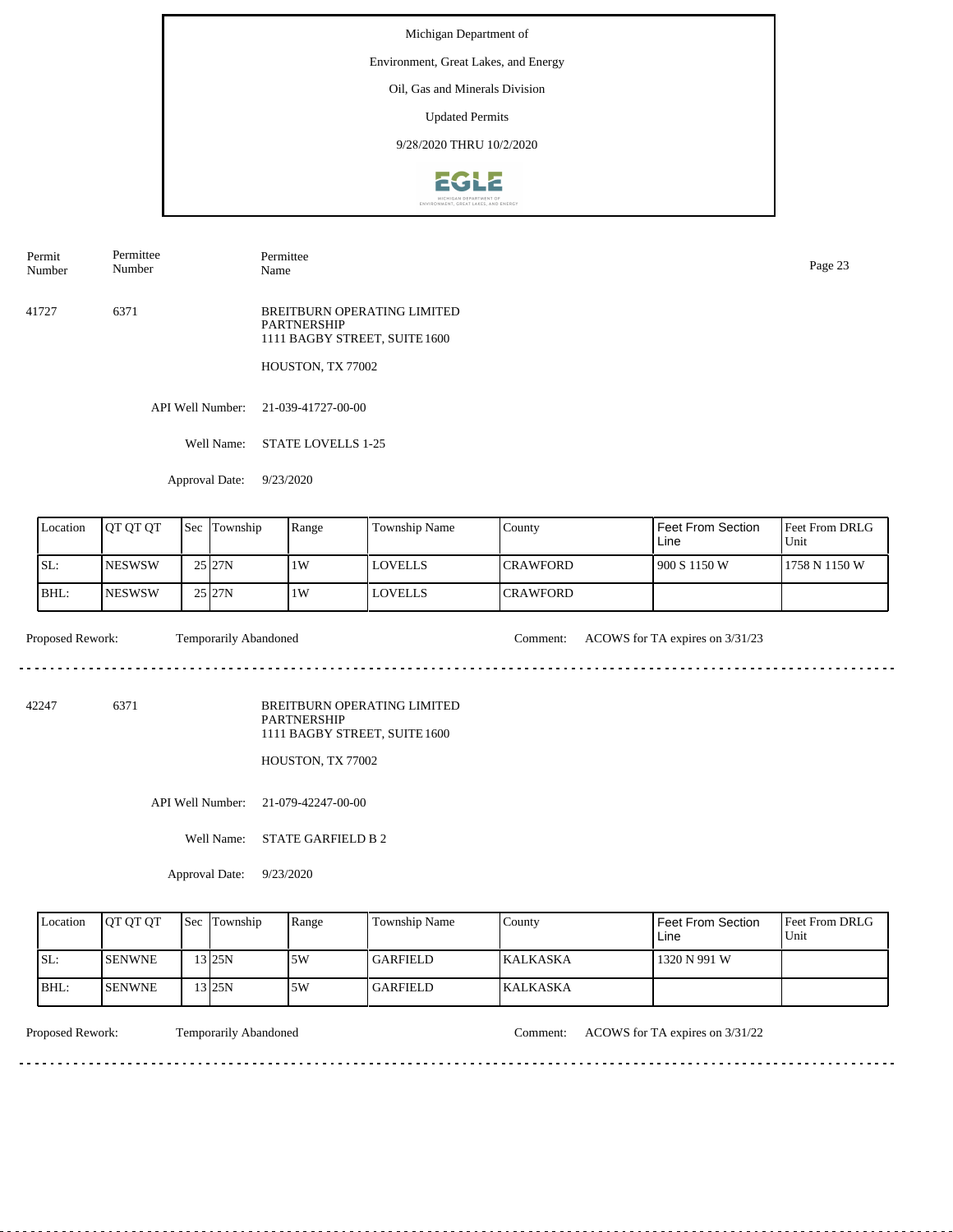Michigan Department of

Environment, Great Lakes, and Energy

Oil, Gas and Minerals Division

Updated Permits

9/28/2020 THRU 10/2/2020

| Permit Number | Permittee Number | Permittee Name |
|---|---|---|
| 41727 | 6371 | BREITBURN OPERATING LIMITED PARTNERSHIP<br>1111 BAGBY STREET, SUITE 1600<br>HOUSTON, TX 77002 |

API Well Number: 21-039-41727-00-00

Well Name: STATE LOVELLS 1-25

Approval Date: 9/23/2020

| Location | QT QT QT | Sec | Township | Range | Township Name | County | Feet From Section Line | Feet From DRLG Unit |
|---|---|---|---|---|---|---|---|---|
| SL: | NESWSW | 25 | 27N | 1W | LOVELLS | CRAWFORD | 900 S 1150 W | 1758 N 1150 W |
| BHL: | NESWSW | 25 | 27N | 1W | LOVELLS | CRAWFORD | | |

Proposed Rework: Temporarily Abandoned

Comment: ACOWS for TA expires on 3/31/23

---

| Permit Number | Permittee Number | Permittee Name |
|---|---|---|
| 42247 | 6371 | BREITBURN OPERATING LIMITED PARTNERSHIP<br>1111 BAGBY STREET, SUITE 1600<br>HOUSTON, TX 77002 |

API Well Number: 21-079-42247-00-00

Well Name: STATE GARFIELD B 2

Approval Date: 9/23/2020

| Location | QT QT QT | Sec | Township | Range | Township Name | County | Feet From Section Line | Feet From DRLG Unit |
|---|---|---|---|---|---|---|---|---|
| SL: | SENWNE | 13 | 25N | 5W | GARFIELD | KALKASKA | 1320 N 991 W | |
| BHL: | SENWNE | 13 | 25N | 5W | GARFIELD | KALKASKA | | |

Proposed Rework: Temporarily Abandoned

Comment: ACOWS for TA expires on 3/31/22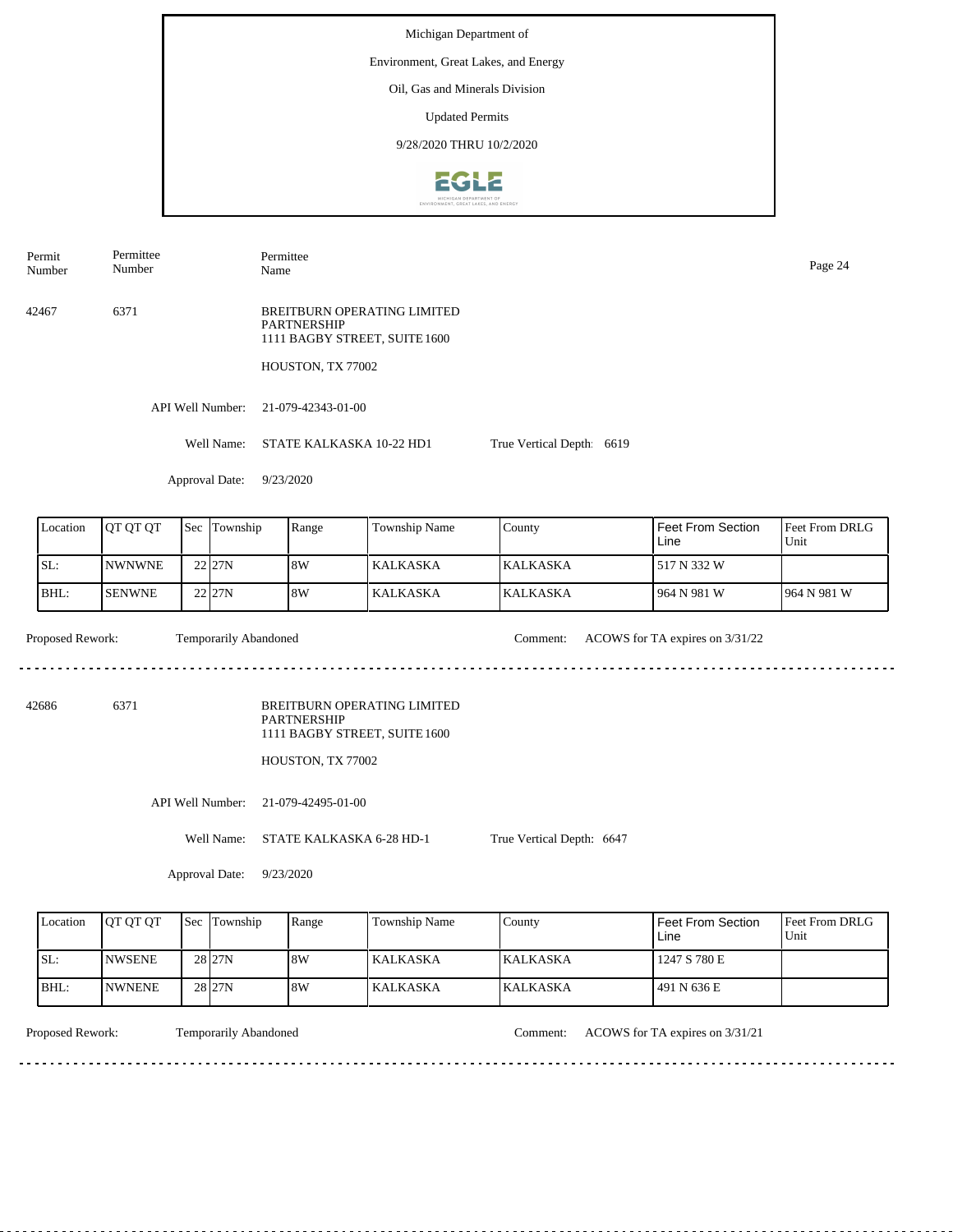Michigan Department of

Environment, Great Lakes, and Energy

Oil, Gas and Minerals Division

Updated Permits

9/28/2020 THRU 10/2/2020

| Permit Number | Permittee Number | Permittee Name |
|---|---|---|
| 42467 | 6371 | BREITBURN OPERATING LIMITED PARTNERSHIP<br>1111 BAGBY STREET, SUITE 1600<br>HOUSTON, TX 77002 |

API Well Number: 21-079-42343-01-00

Well Name: STATE KALKASKA 10-22 HD1

True Vertical Depth: 6619

Approval Date: 9/23/2020

| Location | QT QT QT | Sec | Township | Range | Township Name | County | Feet From Section Line | Feet From DRLG Unit |
|---|---|---|---|---|---|---|---|---|
| SL: | NWNWNE | 22 | 27N | 8W | KALKASKA | KALKASKA | 517 N 332 W | |
| BHL: | SENWNE | 22 | 27N | 8W | KALKASKA | KALKASKA | 964 N 981 W | 964 N 981 W |

Proposed Rework: Temporarily Abandoned

Comment: ACOWS for TA expires on 3/31/22

---

| Permit Number | Permittee Number | Permittee Name |
|---|---|---|
| 42686 | 6371 | BREITBURN OPERATING LIMITED PARTNERSHIP<br>1111 BAGBY STREET, SUITE 1600<br>HOUSTON, TX 77002 |

API Well Number: 21-079-42495-01-00

Well Name: STATE KALKASKA 6-28 HD-1

True Vertical Depth: 6647

Approval Date: 9/23/2020

| Location | QT QT QT | Sec | Township | Range | Township Name | County | Feet From Section Line | Feet From DRLG Unit |
|---|---|---|---|---|---|---|---|---|
| SL: | NWSENE | 28 | 27N | 8W | KALKASKA | KALKASKA | 1247 S 780 E | |
| BHL: | NWNENE | 28 | 27N | 8W | KALKASKA | KALKASKA | 491 N 636 E | |

Proposed Rework: Temporarily Abandoned

Comment: ACOWS for TA expires on 3/31/21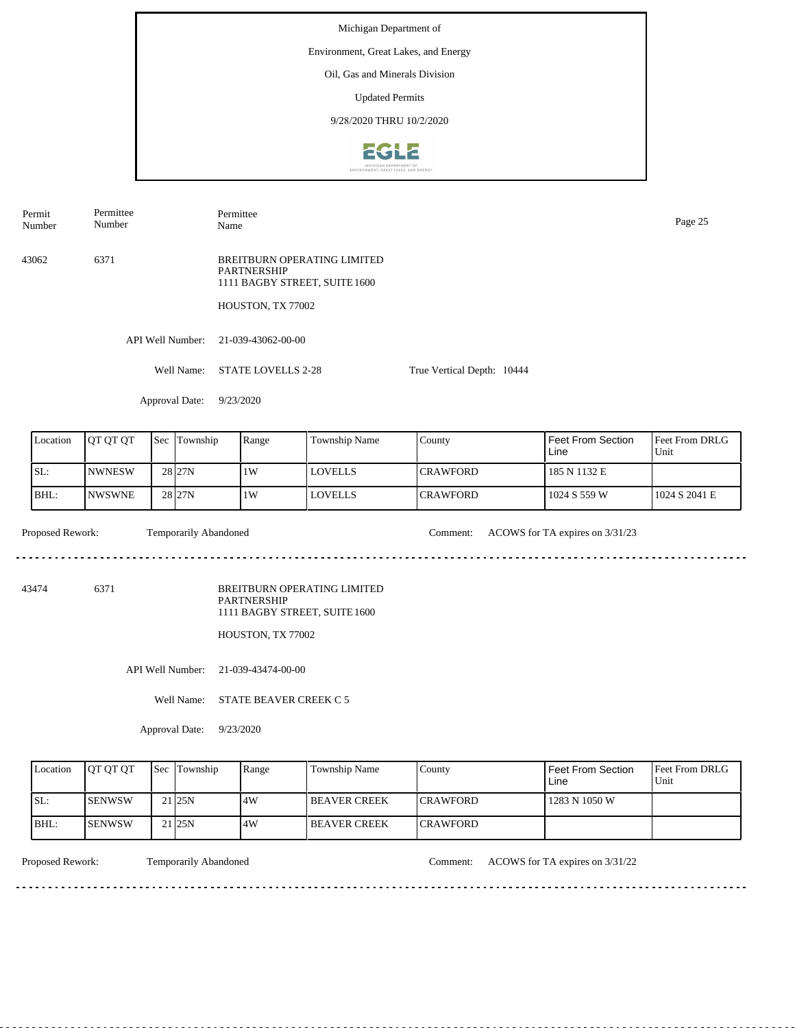Michigan Department of

Environment, Great Lakes, and Energy

Oil, Gas and Minerals Division

Updated Permits

9/28/2020 THRU 10/2/2020

| Permit Number | Permittee Number | Permittee Name |
|---|---|---|

43062 6371 BREITBURN OPERATING LIMITED PARTNERSHIP
1111 BAGBY STREET, SUITE 1600

HOUSTON, TX 77002

API Well Number: 21-039-43062-00-00

Well Name: STATE LOVELLS 2-28 True Vertical Depth: 10444

Approval Date: 9/23/2020

| Location | QT QT QT | Sec | Township | Range | Township Name | County | Feet From Section Line | Feet From DRLG Unit |
|---|---|---|---|---|---|---|---|---|
| SL: | NWNESW | 28 | 27N | 1W | LOVELLS | CRAWFORD | 185 N 1132 E | |
| BHL: | NWSWNE | 28 | 27N | 1W | LOVELLS | CRAWFORD | 1024 S 559 W | 1024 S 2041 E |

Proposed Rework: Temporarily Abandoned Comment: ACOWS for TA expires on 3/31/23

---

43474 6371 BREITBURN OPERATING LIMITED PARTNERSHIP
1111 BAGBY STREET, SUITE 1600

HOUSTON, TX 77002

API Well Number: 21-039-43474-00-00

Well Name: STATE BEAVER CREEK C 5

Approval Date: 9/23/2020

| Location | QT QT QT | Sec | Township | Range | Township Name | County | Feet From Section Line | Feet From DRLG Unit |
|---|---|---|---|---|---|---|---|---|
| SL: | SENWSW | 21 | 25N | 4W | BEAVER CREEK | CRAWFORD | 1283 N 1050 W | |
| BHL: | SENWSW | 21 | 25N | 4W | BEAVER CREEK | CRAWFORD | | |

Proposed Rework: Temporarily Abandoned Comment: ACOWS for TA expires on 3/31/22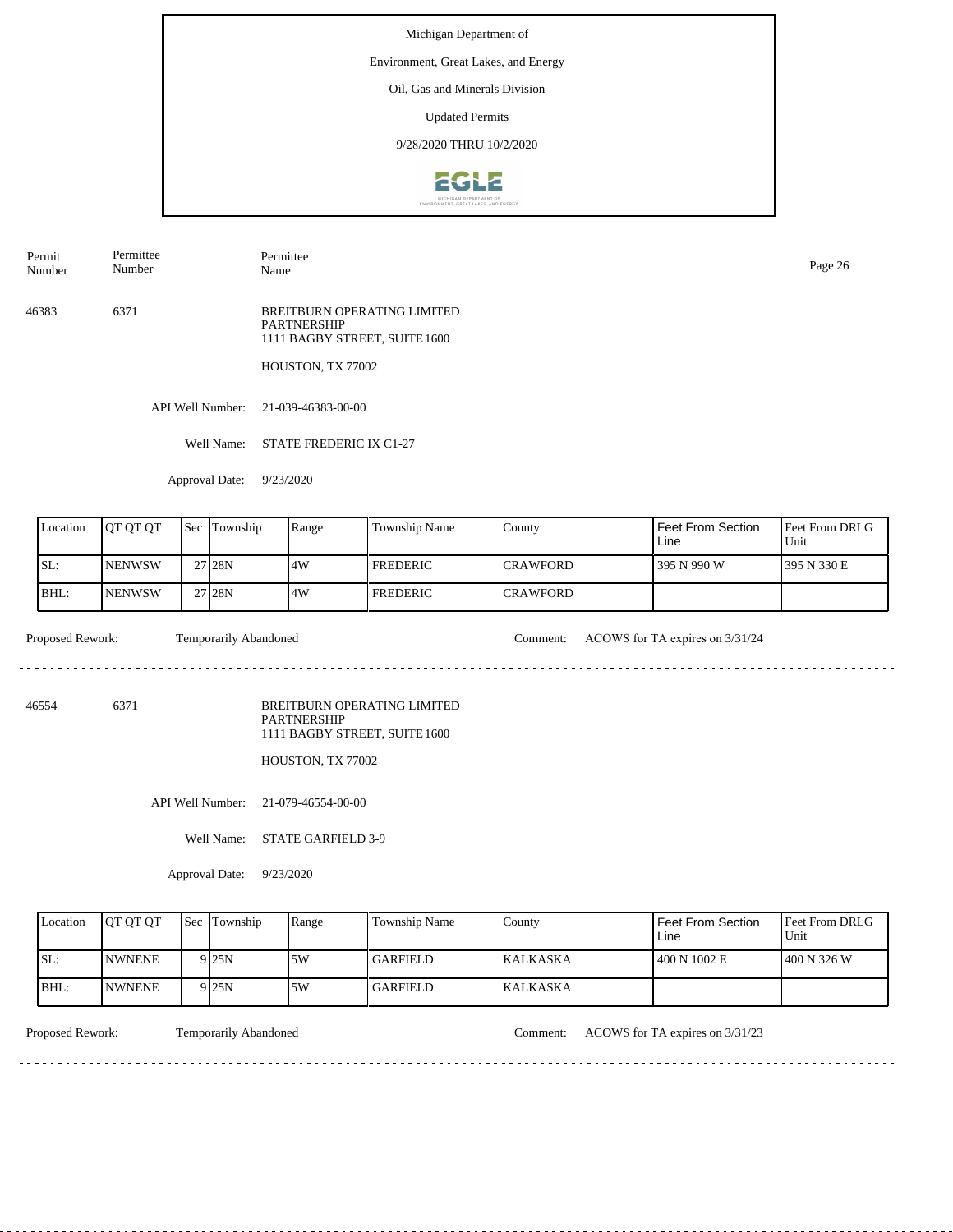Michigan Department of

Environment, Great Lakes, and Energy

Oil, Gas and Minerals Division

Updated Permits

9/28/2020 THRU 10/2/2020

| Permit Number | Permittee Number | Permittee Name |
|---|---|---|

**46383** | 6371 | BREITBURN OPERATING LIMITED PARTNERSHIP
1111 BAGBY STREET, SUITE 1600
HOUSTON, TX 77002

API Well Number: 21-039-46383-00-00

Well Name: STATE FREDERIC IX C1-27

Approval Date: 9/23/2020

| Location | QT QT QT | Sec | Township | Range | Township Name | County | Feet From Section Line | Feet From DRLG Unit |
|---|---|---|---|---|---|---|---|---|
| SL: | NENWSW | 27 | 28N | 4W | FREDERIC | CRAWFORD | 395 N 990 W | 395 N 330 E |
| BHL: | NENWSW | 27 | 28N | 4W | FREDERIC | CRAWFORD | | |

Proposed Rework: Temporarily Abandoned

Comment: ACOWS for TA expires on 3/31/24

---

**46554** | 6371 | BREITBURN OPERATING LIMITED PARTNERSHIP
1111 BAGBY STREET, SUITE 1600
HOUSTON, TX 77002

API Well Number: 21-079-46554-00-00

Well Name: STATE GARFIELD 3-9

Approval Date: 9/23/2020

| Location | QT QT QT | Sec | Township | Range | Township Name | County | Feet From Section Line | Feet From DRLG Unit |
|---|---|---|---|---|---|---|---|---|
| SL: | NWNENE | 9 | 25N | 5W | GARFIELD | KALKASKA | 400 N 1002 E | 400 N 326 W |
| BHL: | NWNENE | 9 | 25N | 5W | GARFIELD | KALKASKA | | |

Proposed Rework: Temporarily Abandoned

Comment: ACOWS for TA expires on 3/31/23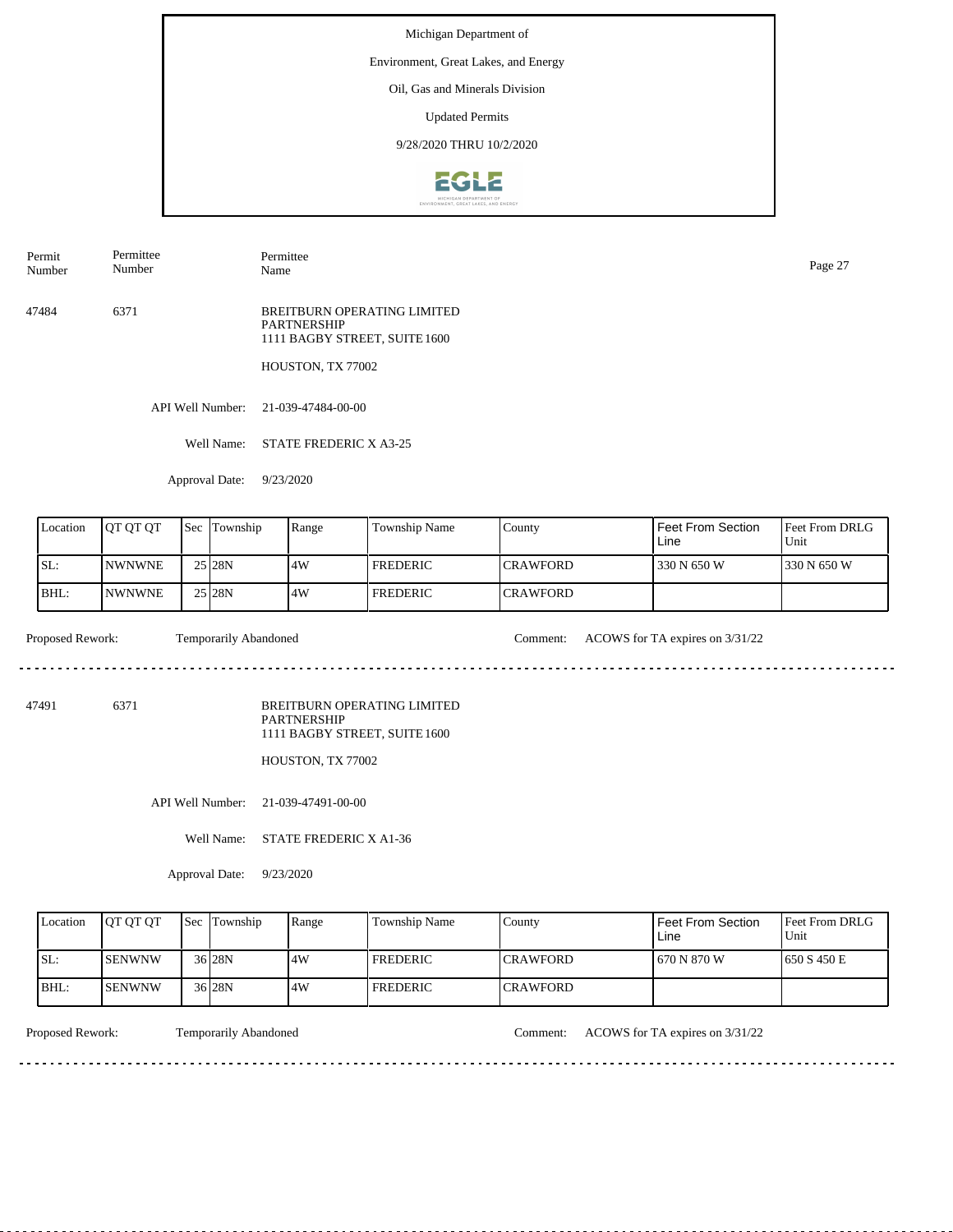Michigan Department of

Environment, Great Lakes, and Energy

Oil, Gas and Minerals Division

Updated Permits

9/28/2020 THRU 10/2/2020

| Permit Number | Permittee Number | Permittee Name |
|---|---|---|

47484 | 6371 | BREITBURN OPERATING LIMITED PARTNERSHIP
1111 BAGBY STREET, SUITE 1600

HOUSTON, TX 77002

API Well Number: 21-039-47484-00-00

Well Name: STATE FREDERIC X A3-25

Approval Date: 9/23/2020

| Location | QT QT QT | Sec | Township | Range | Township Name | County | Feet From Section Line | Feet From DRLG Unit |
|---|---|---|---|---|---|---|---|---|
| SL: | NWNWNE | 25 | 28N | 4W | FREDERIC | CRAWFORD | 330 N 650 W | 330 N 650 W |
| BHL: | NWNWNE | 25 | 28N | 4W | FREDERIC | CRAWFORD | | |

Proposed Rework: Temporarily Abandoned

Comment: ACOWS for TA expires on 3/31/22

---

47491 | 6371 | BREITBURN OPERATING LIMITED PARTNERSHIP
1111 BAGBY STREET, SUITE 1600

HOUSTON, TX 77002

API Well Number: 21-039-47491-00-00

Well Name: STATE FREDERIC X A1-36

Approval Date: 9/23/2020

| Location | QT QT QT | Sec | Township | Range | Township Name | County | Feet From Section Line | Feet From DRLG Unit |
|---|---|---|---|---|---|---|---|---|
| SL: | SENWNW | 36 | 28N | 4W | FREDERIC | CRAWFORD | 670 N 870 W | 650 S 450 E |
| BHL: | SENWNW | 36 | 28N | 4W | FREDERIC | CRAWFORD | | |

Proposed Rework: Temporarily Abandoned

Comment: ACOWS for TA expires on 3/31/22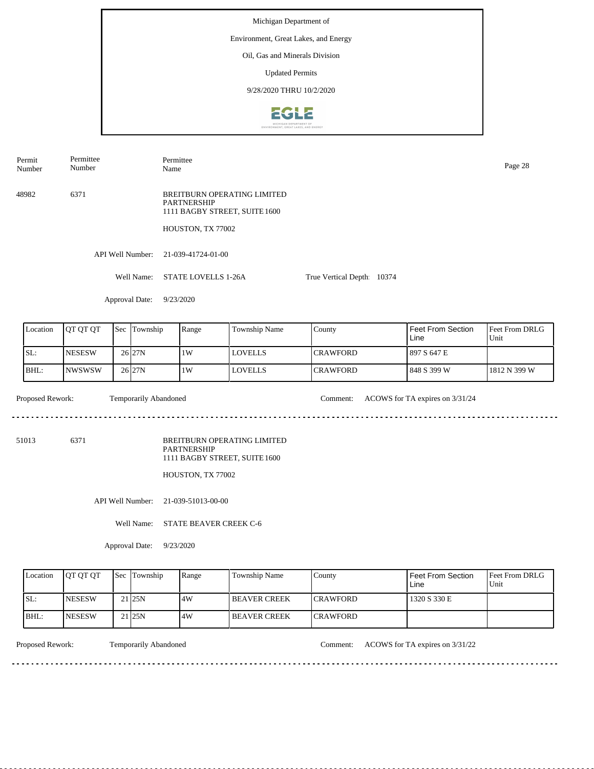Michigan Department of

Environment, Great Lakes, and Energy

Oil, Gas and Minerals Division

Updated Permits

9/28/2020 THRU 10/2/2020

| Permit Number | Permittee Number | Permittee Name |
|---|---|---|
| 48982 | 6371 | BREITBURN OPERATING LIMITED PARTNERSHIP<br>1111 BAGBY STREET, SUITE 1600<br>HOUSTON, TX 77002 |

API Well Number: 21-039-41724-01-00

Well Name: STATE LOVELLS 1-26A

True Vertical Depth: 10374

Approval Date: 9/23/2020

| Location | QT QT QT | Sec | Township | Range | Township Name | County | Feet From Section Line | Feet From DRLG Unit |
|---|---|---|---|---|---|---|---|---|
| SL: | NESESW | 26 | 27N | 1W | LOVELLS | CRAWFORD | 897 S 647 E | |
| BHL: | NWSWSW | 26 | 27N | 1W | LOVELLS | CRAWFORD | 848 S 399 W | 1812 N 399 W |

Proposed Rework: Temporarily Abandoned

Comment: ACOWS for TA expires on 3/31/24

---

| Permit Number | Permittee Number | Permittee Name |
|---|---|---|
| 51013 | 6371 | BREITBURN OPERATING LIMITED PARTNERSHIP<br>1111 BAGBY STREET, SUITE 1600<br>HOUSTON, TX 77002 |

API Well Number: 21-039-51013-00-00

Well Name: STATE BEAVER CREEK C-6

Approval Date: 9/23/2020

| Location | QT QT QT | Sec | Township | Range | Township Name | County | Feet From Section Line | Feet From DRLG Unit |
|---|---|---|---|---|---|---|---|---|
| SL: | NESESW | 21 | 25N | 4W | BEAVER CREEK | CRAWFORD | 1320 S 330 E | |
| BHL: | NESESW | 21 | 25N | 4W | BEAVER CREEK | CRAWFORD | | |

Proposed Rework: Temporarily Abandoned

Comment: ACOWS for TA expires on 3/31/22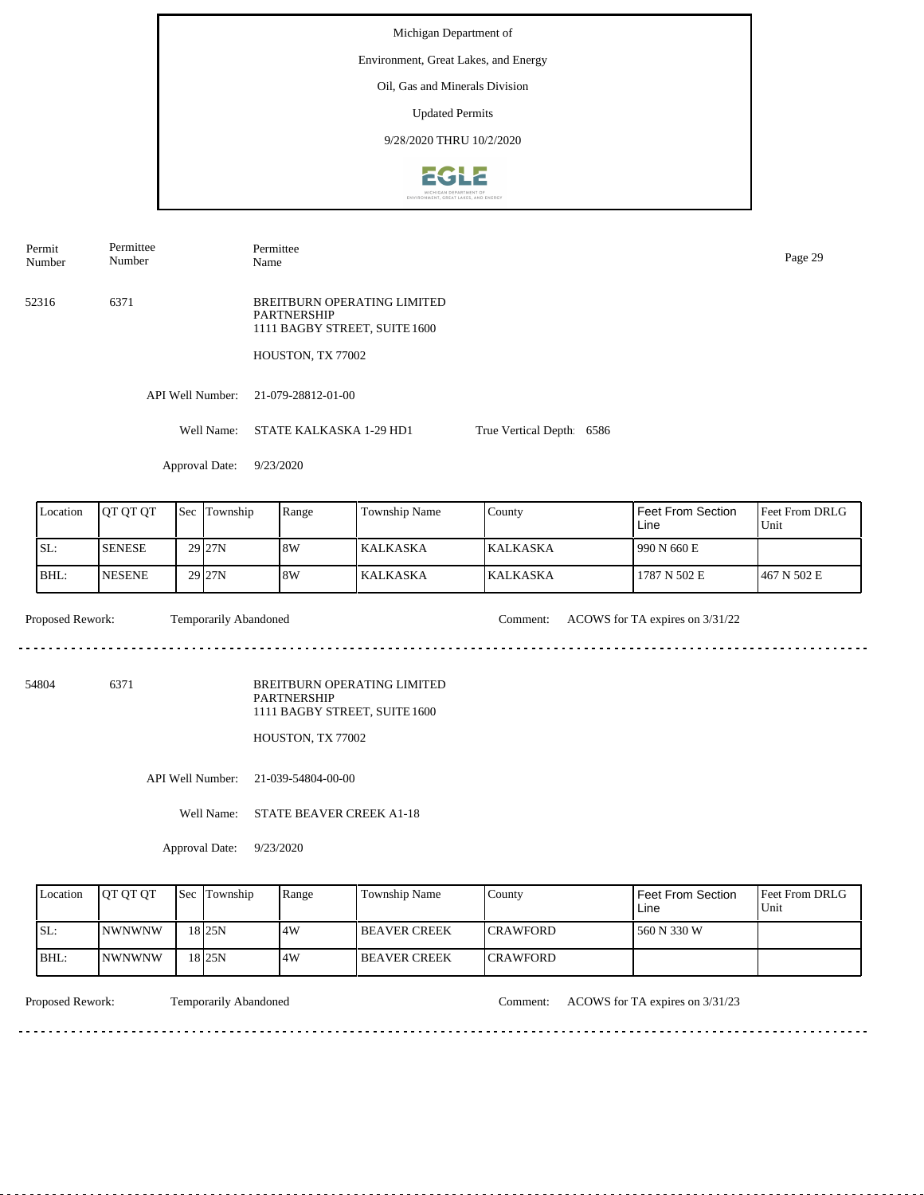Michigan Department of

Environment, Great Lakes, and Energy

Oil, Gas and Minerals Division

Updated Permits

9/28/2020 THRU 10/2/2020

| Permit Number | Permittee Number | Permittee Name |
|---|---|---|

52316 6371 BREITBURN OPERATING LIMITED PARTNERSHIP
1111 BAGBY STREET, SUITE 1600

HOUSTON, TX 77002

API Well Number: 21-079-28812-01-00

Well Name: STATE KALKASKA 1-29 HD1 True Vertical Depth: 6586

Approval Date: 9/23/2020

| Location | QT QT QT | Sec | Township | Range | Township Name | County | Feet From Section Line | Feet From DRLG Unit |
|---|---|---|---|---|---|---|---|---|
| SL: | SENESE | 29 | 27N | 8W | KALKASKA | KALKASKA | 990 N 660 E | |
| BHL: | NESENE | 29 | 27N | 8W | KALKASKA | KALKASKA | 1787 N 502 E | 467 N 502 E |

Proposed Rework: Temporarily Abandoned Comment: ACOWS for TA expires on 3/31/22

---

54804 6371 BREITBURN OPERATING LIMITED PARTNERSHIP
1111 BAGBY STREET, SUITE 1600

HOUSTON, TX 77002

API Well Number: 21-039-54804-00-00

Well Name: STATE BEAVER CREEK A1-18

Approval Date: 9/23/2020

| Location | QT QT QT | Sec | Township | Range | Township Name | County | Feet From Section Line | Feet From DRLG Unit |
|---|---|---|---|---|---|---|---|---|
| SL: | NWNWNW | 18 | 25N | 4W | BEAVER CREEK | CRAWFORD | 560 N 330 W | |
| BHL: | NWNWNW | 18 | 25N | 4W | BEAVER CREEK | CRAWFORD | | |

Proposed Rework: Temporarily Abandoned Comment: ACOWS for TA expires on 3/31/23

---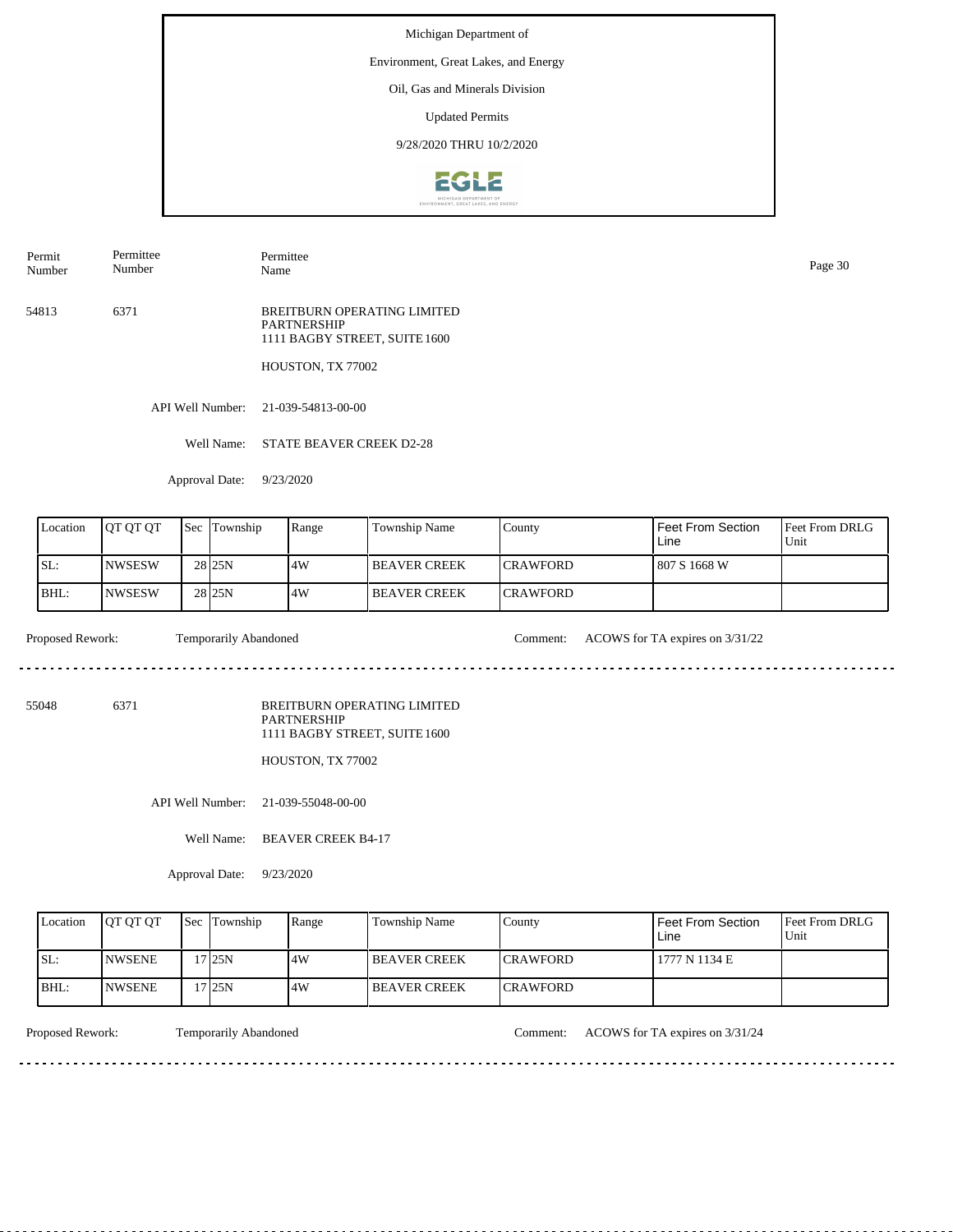Michigan Department of

Environment, Great Lakes, and Energy

Oil, Gas and Minerals Division

Updated Permits

9/28/2020 THRU 10/2/2020

| Permit Number | Permittee Number | Permittee Name |
|---|---|---|
| 54813 | 6371 | BREITBURN OPERATING LIMITED PARTNERSHIP<br>1111 BAGBY STREET, SUITE 1600<br>HOUSTON, TX 77002 |

API Well Number: 21-039-54813-00-00

Well Name: STATE BEAVER CREEK D2-28

Approval Date: 9/23/2020

| Location | QT QT QT | Sec | Township | Range | Township Name | County | Feet From Section Line | Feet From DRLG Unit |
|---|---|---|---|---|---|---|---|---|
| SL: | NWSESW | 28 | 25N | 4W | BEAVER CREEK | CRAWFORD | 807 S 1668 W | |
| BHL: | NWSESW | 28 | 25N | 4W | BEAVER CREEK | CRAWFORD | | |

Proposed Rework: Temporarily Abandoned

Comment: ACOWS for TA expires on 3/31/22

---

| Permit Number | Permittee Number | Permittee Name |
|---|---|---|
| 55048 | 6371 | BREITBURN OPERATING LIMITED PARTNERSHIP<br>1111 BAGBY STREET, SUITE 1600<br>HOUSTON, TX 77002 |

API Well Number: 21-039-55048-00-00

Well Name: BEAVER CREEK B4-17

Approval Date: 9/23/2020

| Location | QT QT QT | Sec | Township | Range | Township Name | County | Feet From Section Line | Feet From DRLG Unit |
|---|---|---|---|---|---|---|---|---|
| SL: | NWSENE | 17 | 25N | 4W | BEAVER CREEK | CRAWFORD | 1777 N 1134 E | |
| BHL: | NWSENE | 17 | 25N | 4W | BEAVER CREEK | CRAWFORD | | |

Proposed Rework: Temporarily Abandoned

Comment: ACOWS for TA expires on 3/31/24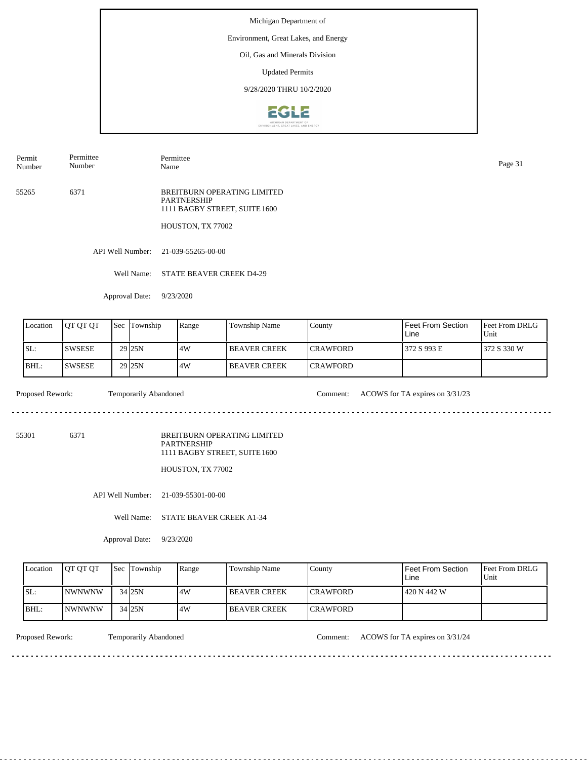Michigan Department of

Environment, Great Lakes, and Energy

Oil, Gas and Minerals Division

Updated Permits

9/28/2020 THRU 10/2/2020

| Permit Number | Permittee Number | Permittee Name |
|---|---|---|
| 55265 | 6371 | BREITBURN OPERATING LIMITED PARTNERSHIP<br>1111 BAGBY STREET, SUITE 1600<br>HOUSTON, TX 77002 |

API Well Number: 21-039-55265-00-00

Well Name: STATE BEAVER CREEK D4-29

Approval Date: 9/23/2020

| Location | QT QT QT | Sec | Township | Range | Township Name | County | Feet From Section Line | Feet From DRLG Unit |
|---|---|---|---|---|---|---|---|---|
| SL: | SWSESE | 29 | 25N | 4W | BEAVER CREEK | CRAWFORD | 372 S 993 E | 372 S 330 W |
| BHL: | SWSESE | 29 | 25N | 4W | BEAVER CREEK | CRAWFORD | | |

Proposed Rework: Temporarily Abandoned

Comment: ACOWS for TA expires on 3/31/23

---

| Permit Number | Permittee Number | Permittee Name |
|---|---|---|
| 55301 | 6371 | BREITBURN OPERATING LIMITED PARTNERSHIP<br>1111 BAGBY STREET, SUITE 1600<br>HOUSTON, TX 77002 |

API Well Number: 21-039-55301-00-00

Well Name: STATE BEAVER CREEK A1-34

Approval Date: 9/23/2020

| Location | QT QT QT | Sec | Township | Range | Township Name | County | Feet From Section Line | Feet From DRLG Unit |
|---|---|---|---|---|---|---|---|---|
| SL: | NWNWNW | 34 | 25N | 4W | BEAVER CREEK | CRAWFORD | 420 N 442 W | |
| BHL: | NWNWNW | 34 | 25N | 4W | BEAVER CREEK | CRAWFORD | | |

Proposed Rework: Temporarily Abandoned

Comment: ACOWS for TA expires on 3/31/24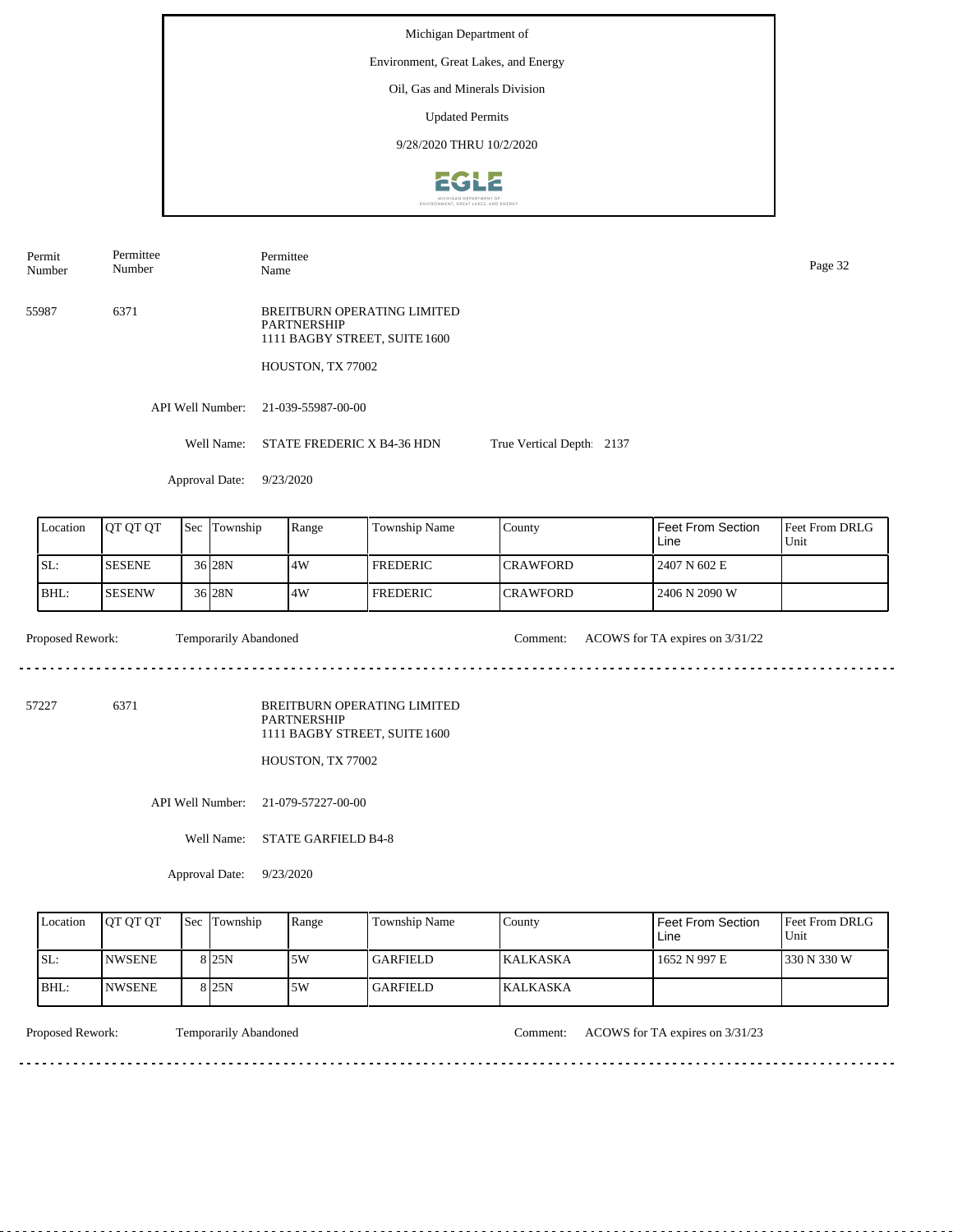Michigan Department of

Environment, Great Lakes, and Energy

Oil, Gas and Minerals Division

Updated Permits

9/28/2020 THRU 10/2/2020

| Permit Number | Permittee Number | Permittee Name |
|---|---|---|
| 55987 | 6371 | BREITBURN OPERATING LIMITED PARTNERSHIP<br>1111 BAGBY STREET, SUITE 1600<br>HOUSTON, TX 77002 |

API Well Number: 21-039-55987-00-00

Well Name: STATE FREDERIC X B4-36 HDN  True Vertical Depth: 2137

Approval Date: 9/23/2020

| Location | QT QT QT | Sec | Township | Range | Township Name | County | Feet From Section Line | Feet From DRLG Unit |
|---|---|---|---|---|---|---|---|---|
| SL: | SESENE | 36 | 28N | 4W | FREDERIC | CRAWFORD | 2407 N 602 E | |
| BHL: | SESENW | 36 | 28N | 4W | FREDERIC | CRAWFORD | 2406 N 2090 W | |

Proposed Rework: Temporarily Abandoned  Comment: ACOWS for TA expires on 3/31/22

---

| Permit Number | Permittee Number | Permittee Name |
|---|---|---|
| 57227 | 6371 | BREITBURN OPERATING LIMITED PARTNERSHIP<br>1111 BAGBY STREET, SUITE 1600<br>HOUSTON, TX 77002 |

API Well Number: 21-079-57227-00-00

Well Name: STATE GARFIELD B4-8

Approval Date: 9/23/2020

| Location | QT QT QT | Sec | Township | Range | Township Name | County | Feet From Section Line | Feet From DRLG Unit |
|---|---|---|---|---|---|---|---|---|
| SL: | NWSENE | 8 | 25N | 5W | GARFIELD | KALKASKA | 1652 N 997 E | 330 N 330 W |
| BHL: | NWSENE | 8 | 25N | 5W | GARFIELD | KALKASKA | | |

Proposed Rework: Temporarily Abandoned  Comment: ACOWS for TA expires on 3/31/23